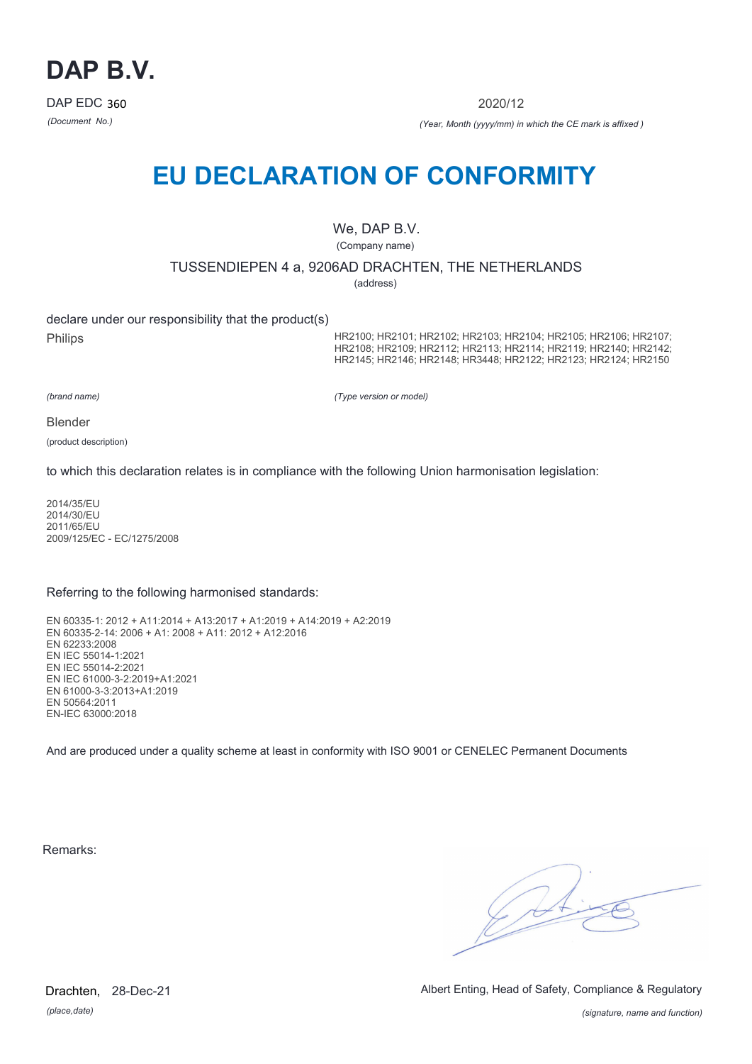# DAP B.V.

DAP EDC 360

*(Document No.)*

2020/12

*(Year, Month (yyyy/mm) in which the CE mark is affixed )*

## EU DECLARATION OF CONFORMITY

We, DAP B.V.

(Company name)

TUSSENDIEPEN 4 a, 9206AD DRACHTEN, THE NETHERLANDS

(address)

declare under our responsibility that the product(s)

Philips

*(brand name)*

HR2100; HR2101; HR2102; HR2103; HR2104; HR2105; HR2106; HR2107; HR2108; HR2109; HR2112; HR2113; HR2114; HR2119; HR2140; HR2142; HR2145; HR2146; HR2148; HR3448; HR2122; HR2123; HR2124; HR2150

*(Type version or model)*

Blender

(product description)

to which this declaration relates is in compliance with the following Union harmonisation legislation:

2014/35/EU
2014/30/EU
2011/65/EU
2009/125/EC - EC/1275/2008

Referring to the following harmonised standards:

EN 60335-1: 2012 + A11:2014 + A13:2017 + A1:2019 + A14:2019 + A2:2019
EN 60335-2-14: 2006 + A1: 2008 + A11: 2012 + A12:2016
EN 62233:2008
EN IEC 55014-1:2021
EN IEC 55014-2:2021
EN IEC 61000-3-2:2019+A1:2021
EN 61000-3-3:2013+A1:2019
EN 50564:2011
EN-IEC 63000:2018

And are produced under a quality scheme at least in conformity with ISO 9001 or CENELEC Permanent Documents

Remarks:

Drachten, 28-Dec-21

*(place,date)*

Albert Enting, Head of Safety, Compliance & Regulatory

*(signature, name and function)*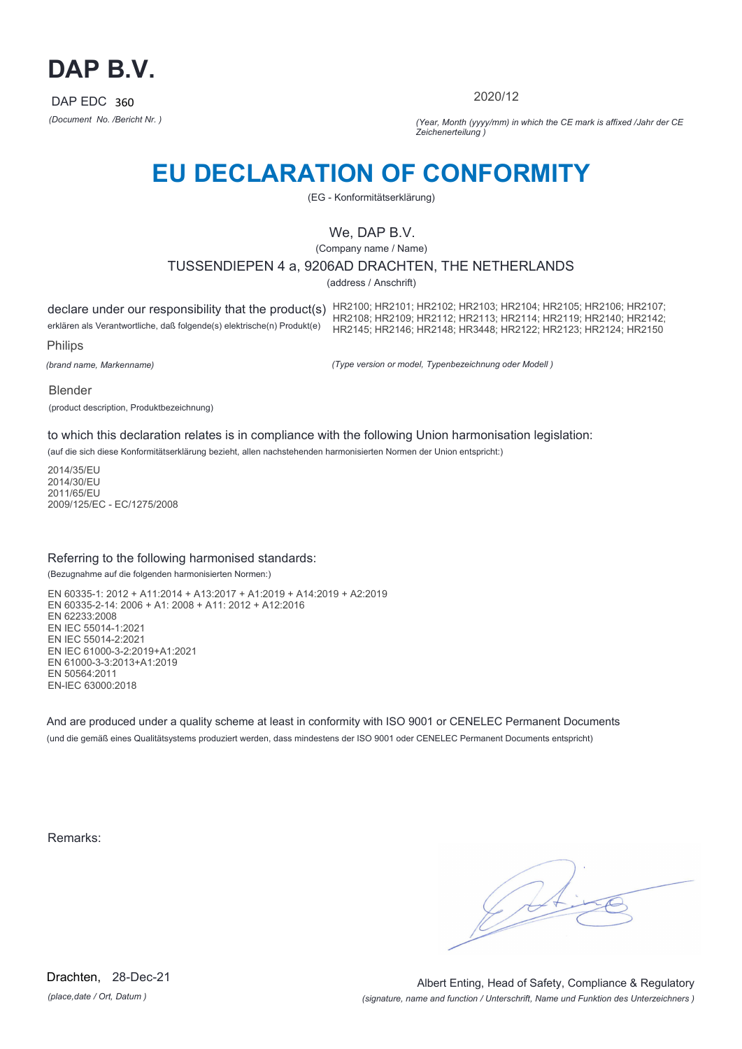# DAP B.V.

DAP EDC 360

*(Document No. /Bericht Nr. )*

2020/12

*(Year, Month (yyyy/mm) in which the CE mark is affixed /Jahr der CE Zeichenerteilung )*

# EU DECLARATION OF CONFORMITY

(EG - Konformitätserklärung)

We, DAP B.V.

(Company name / Name)

TUSSENDIEPEN 4 a, 9206AD DRACHTEN, THE NETHERLANDS

(address / Anschrift)

declare under our responsibility that the product(s)

erklären als Verantwortliche, daß folgende(s) elektrische(n) Produkt(e)

HR2100; HR2101; HR2102; HR2103; HR2104; HR2105; HR2106; HR2107; HR2108; HR2109; HR2112; HR2113; HR2114; HR2119; HR2140; HR2142; HR2145; HR2146; HR2148; HR3448; HR2122; HR2123; HR2124; HR2150

Philips

*(brand name, Markenname)*

*(Type version or model, Typenbezeichnung oder Modell )*

Blender

(product description, Produktbezeichnung)

to which this declaration relates is in compliance with the following Union harmonisation legislation:

(auf die sich diese Konformitätserklärung bezieht, allen nachstehenden harmonisierten Normen der Union entspricht:)

2014/35/EU
2014/30/EU
2011/65/EU
2009/125/EC - EC/1275/2008

Referring to the following harmonised standards:

(Bezugnahme auf die folgenden harmonisierten Normen:)

EN 60335-1: 2012 + A11:2014 + A13:2017 + A1:2019 + A14:2019 + A2:2019
EN 60335-2-14: 2006 + A1: 2008 + A11: 2012 + A12:2016
EN 62233:2008
EN IEC 55014-1:2021
EN IEC 55014-2:2021
EN IEC 61000-3-2:2019+A1:2021
EN 61000-3-3:2013+A1:2019
EN 50564:2011
EN-IEC 63000:2018

And are produced under a quality scheme at least in conformity with ISO 9001 or CENELEC Permanent Documents

(und die gemäß eines Qualitätsystems produziert werden, dass mindestens der ISO 9001 oder CENELEC Permanent Documents entspricht)

Remarks:

Drachten, 28-Dec-21

*(place,date / Ort, Datum )*

Albert Enting, Head of Safety, Compliance & Regulatory

*(signature, name and function / Unterschrift, Name und Funktion des Unterzeichners )*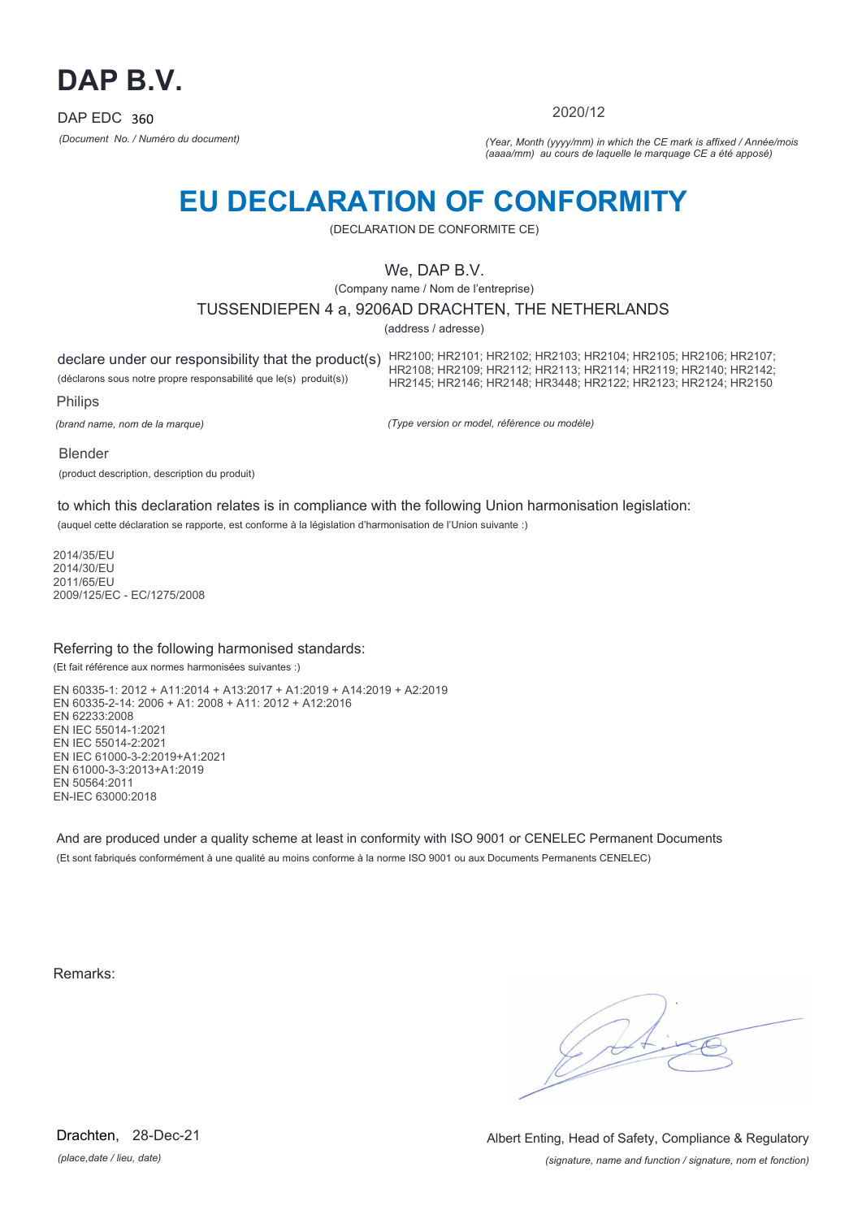# DAP B.V.

DAP EDC 360

*(Document No. / Numéro du document)*

2020/12

*(Year, Month (yyyy/mm) in which the CE mark is affixed / Année/mois (aaaa/mm) au cours de laquelle le marquage CE a été apposé)*

# EU DECLARATION OF CONFORMITY

(DECLARATION DE CONFORMITE CE)

We, DAP B.V.

(Company name / Nom de l'entreprise)

TUSSENDIEPEN 4 a, 9206AD DRACHTEN, THE NETHERLANDS

(address / adresse)

declare under our responsibility that the product(s)

(déclarons sous notre propre responsabilité que le(s) produit(s))

HR2100; HR2101; HR2102; HR2103; HR2104; HR2105; HR2106; HR2107; HR2108; HR2109; HR2112; HR2113; HR2114; HR2119; HR2140; HR2142; HR2145; HR2146; HR2148; HR3448; HR2122; HR2123; HR2124; HR2150

Philips

*(brand name, nom de la marque)*

*(Type version or model, référence ou modèle)*

Blender

(product description, description du produit)

to which this declaration relates is in compliance with the following Union harmonisation legislation:

(auquel cette déclaration se rapporte, est conforme à la législation d'harmonisation de l'Union suivante :)

2014/35/EU
2014/30/EU
2011/65/EU
2009/125/EC - EC/1275/2008

Referring to the following harmonised standards:

(Et fait référence aux normes harmonisées suivantes :)

EN 60335-1: 2012 + A11:2014 + A13:2017 + A1:2019 + A14:2019 + A2:2019
EN 60335-2-14: 2006 + A1: 2008 + A11: 2012 + A12:2016
EN 62233:2008
EN IEC 55014-1:2021
EN IEC 55014-2:2021
EN IEC 61000-3-2:2019+A1:2021
EN 61000-3-3:2013+A1:2019
EN 50564:2011
EN-IEC 63000:2018

And are produced under a quality scheme at least in conformity with ISO 9001 or CENELEC Permanent Documents

(Et sont fabriqués conformément à une qualité au moins conforme à la norme ISO 9001 ou aux Documents Permanents CENELEC)

Remarks:

Drachten, 28-Dec-21

*(place,date / lieu, date)*

Albert Enting, Head of Safety, Compliance & Regulatory

*(signature, name and function / signature, nom et fonction)*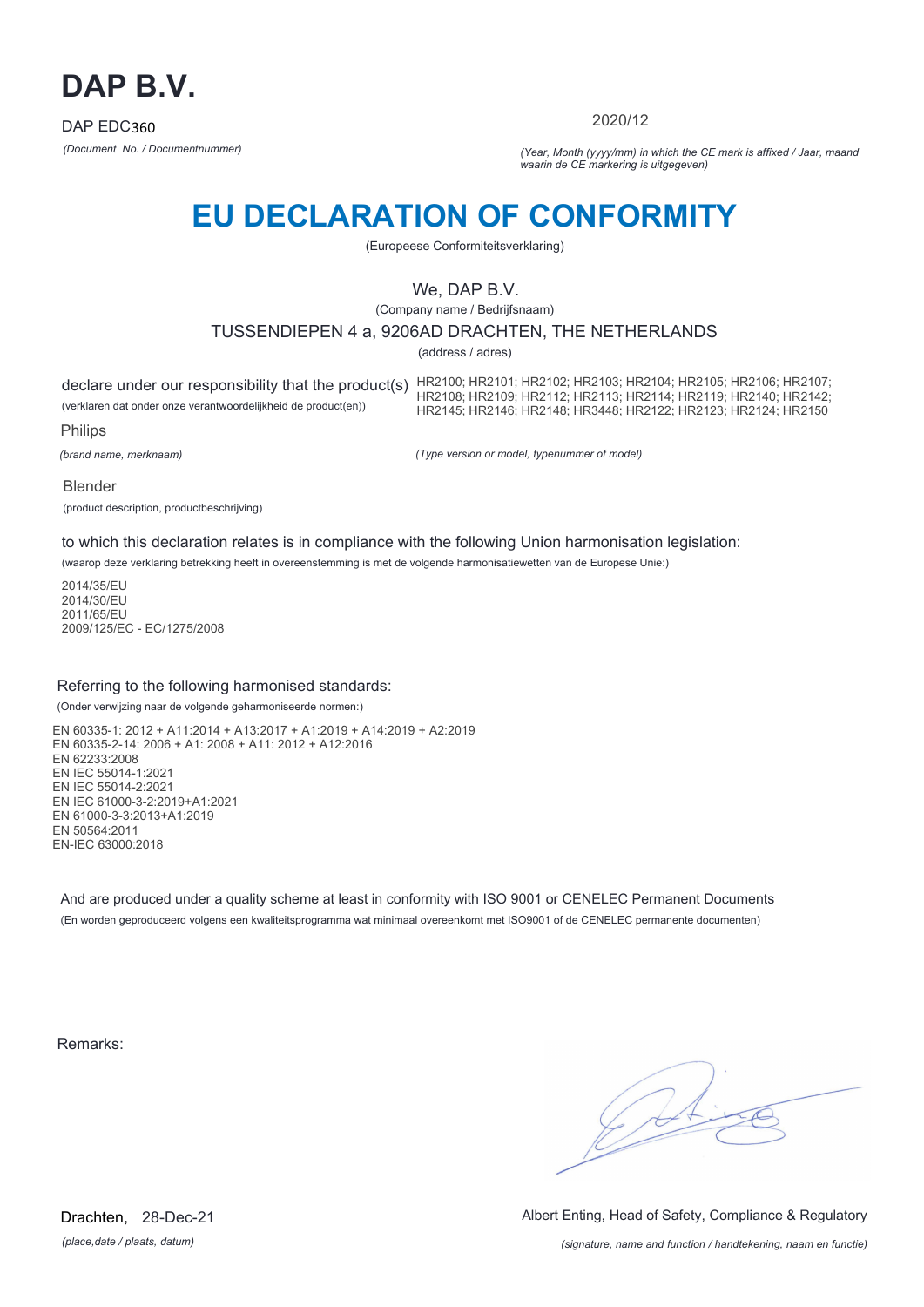# DAP B.V.

DAP EDC360

*(Document No. / Documentnummer)*

2020/12

*(Year, Month (yyyy/mm) in which the CE mark is affixed / Jaar, maand waarin de CE markering is uitgegeven)*

# EU DECLARATION OF CONFORMITY

(Europeese Conformiteitsverklaring)

We, DAP B.V.

(Company name / Bedrijfsnaam)

TUSSENDIEPEN 4 a, 9206AD DRACHTEN, THE NETHERLANDS

(address / adres)

declare under our responsibility that the product(s)

(verklaren dat onder onze verantwoordelijkheid de product(en))

HR2100; HR2101; HR2102; HR2103; HR2104; HR2105; HR2106; HR2107; HR2108; HR2109; HR2112; HR2113; HR2114; HR2119; HR2140; HR2142; HR2145; HR2146; HR2148; HR3448; HR2122; HR2123; HR2124; HR2150

Philips

*(brand name, merknaam)*

*(Type version or model, typenummer of model)*

Blender

(product description, productbeschrijving)

to which this declaration relates is in compliance with the following Union harmonisation legislation:

(waarop deze verklaring betrekking heeft in overeenstemming is met de volgende harmonisatiewetten van de Europese Unie:)

2014/35/EU
2014/30/EU
2011/65/EU
2009/125/EC - EC/1275/2008

Referring to the following harmonised standards:

(Onder verwijzing naar de volgende geharmoniseerde normen:)

EN 60335-1: 2012 + A11:2014 + A13:2017 + A1:2019 + A14:2019 + A2:2019
EN 60335-2-14: 2006 + A1: 2008 + A11: 2012 + A12:2016
EN 62233:2008
EN IEC 55014-1:2021
EN IEC 55014-2:2021
EN IEC 61000-3-2:2019+A1:2021
EN 61000-3-3:2013+A1:2019
EN 50564:2011
EN-IEC 63000:2018

And are produced under a quality scheme at least in conformity with ISO 9001 or CENELEC Permanent Documents

(En worden geproduceerd volgens een kwaliteitsprogramma wat minimaal overeenkomt met ISO9001 of de CENELEC permanente documenten)

Remarks:

Drachten, 28-Dec-21

*(place,date / plaats, datum)*

Albert Enting, Head of Safety, Compliance & Regulatory

*(signature, name and function / handtekening, naam en functie)*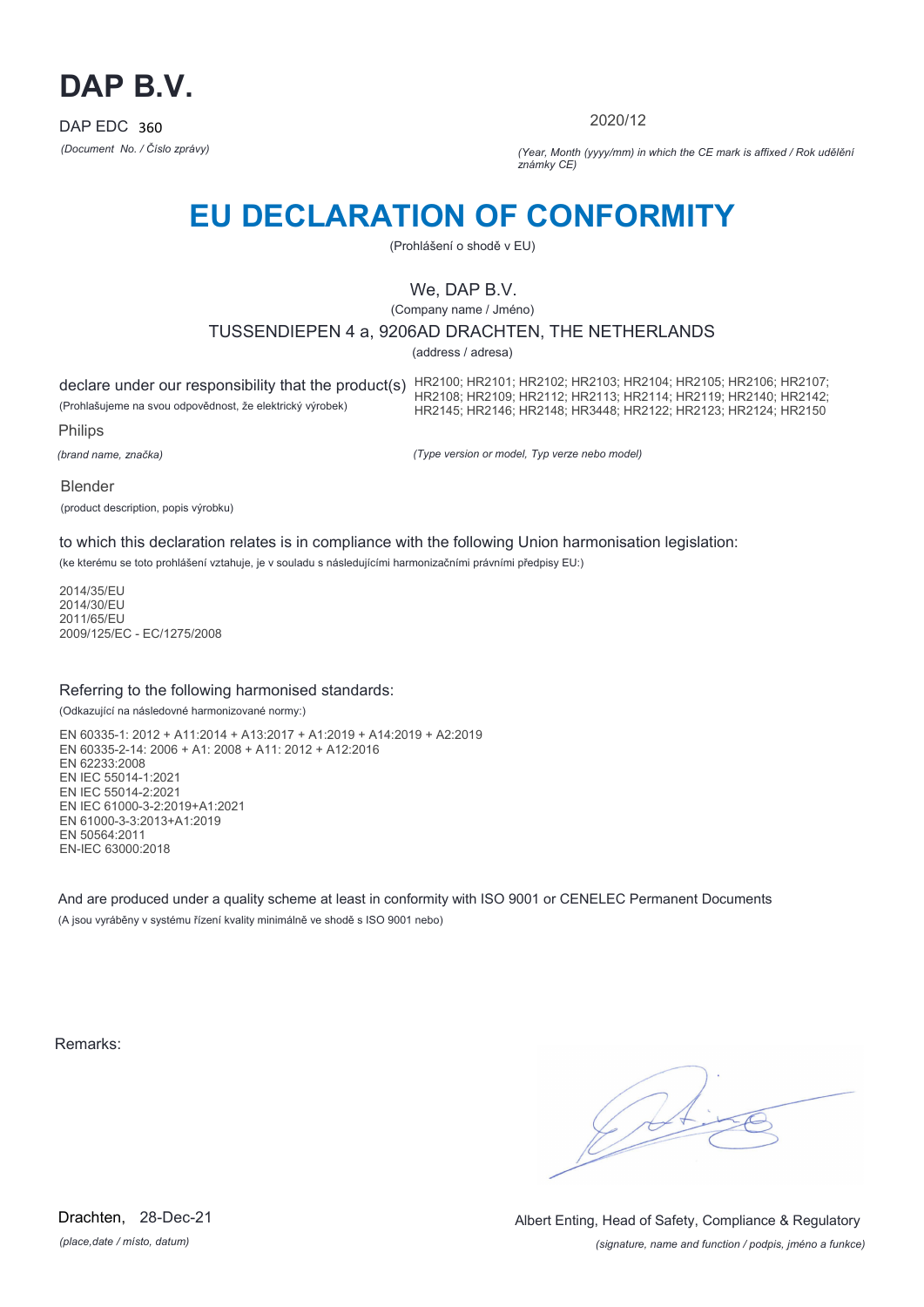# DAP B.V.

DAP EDC 360

*(Document No. / Číslo zprávy)*

2020/12

*(Year, Month (yyyy/mm) in which the CE mark is affixed / Rok udělění známky CE)*

# EU DECLARATION OF CONFORMITY

(Prohlášení o shodě v EU)

We, DAP B.V.

(Company name / Jméno)

TUSSENDIEPEN 4 a, 9206AD DRACHTEN, THE NETHERLANDS

(address / adresa)

declare under our responsibility that the product(s)

(Prohlašujeme na svou odpovědnost, že elektrický výrobek)

HR2100; HR2101; HR2102; HR2103; HR2104; HR2105; HR2106; HR2107; HR2108; HR2109; HR2112; HR2113; HR2114; HR2119; HR2140; HR2142; HR2145; HR2146; HR2148; HR3448; HR2122; HR2123; HR2124; HR2150

Philips

*(brand name, značka)*

*(Type version or model, Typ verze nebo model)*

Blender

(product description, popis výrobku)

to which this declaration relates is in compliance with the following Union harmonisation legislation:

(ke kterému se toto prohlášení vztahuje, je v souladu s následujícími harmonizačními právními předpisy EU:)

2014/35/EU
2014/30/EU
2011/65/EU
2009/125/EC - EC/1275/2008

Referring to the following harmonised standards:

(Odkazující na následovné harmonizované normy:)

EN 60335-1: 2012 + A11:2014 + A13:2017 + A1:2019 + A14:2019 + A2:2019
EN 60335-2-14: 2006 + A1: 2008 + A11: 2012 + A12:2016
EN 62233:2008
EN IEC 55014-1:2021
EN IEC 55014-2:2021
EN IEC 61000-3-2:2019+A1:2021
EN 61000-3-3:2013+A1:2019
EN 50564:2011
EN-IEC 63000:2018

And are produced under a quality scheme at least in conformity with ISO 9001 or CENELEC Permanent Documents

(A jsou vyráběny v systému řízení kvality minimálně ve shodě s ISO 9001 nebo)

Remarks:

Drachten, 28-Dec-21

*(place,date / místo, datum)*

Albert Enting, Head of Safety, Compliance & Regulatory

*(signature, name and function / podpis, jméno a funkce)*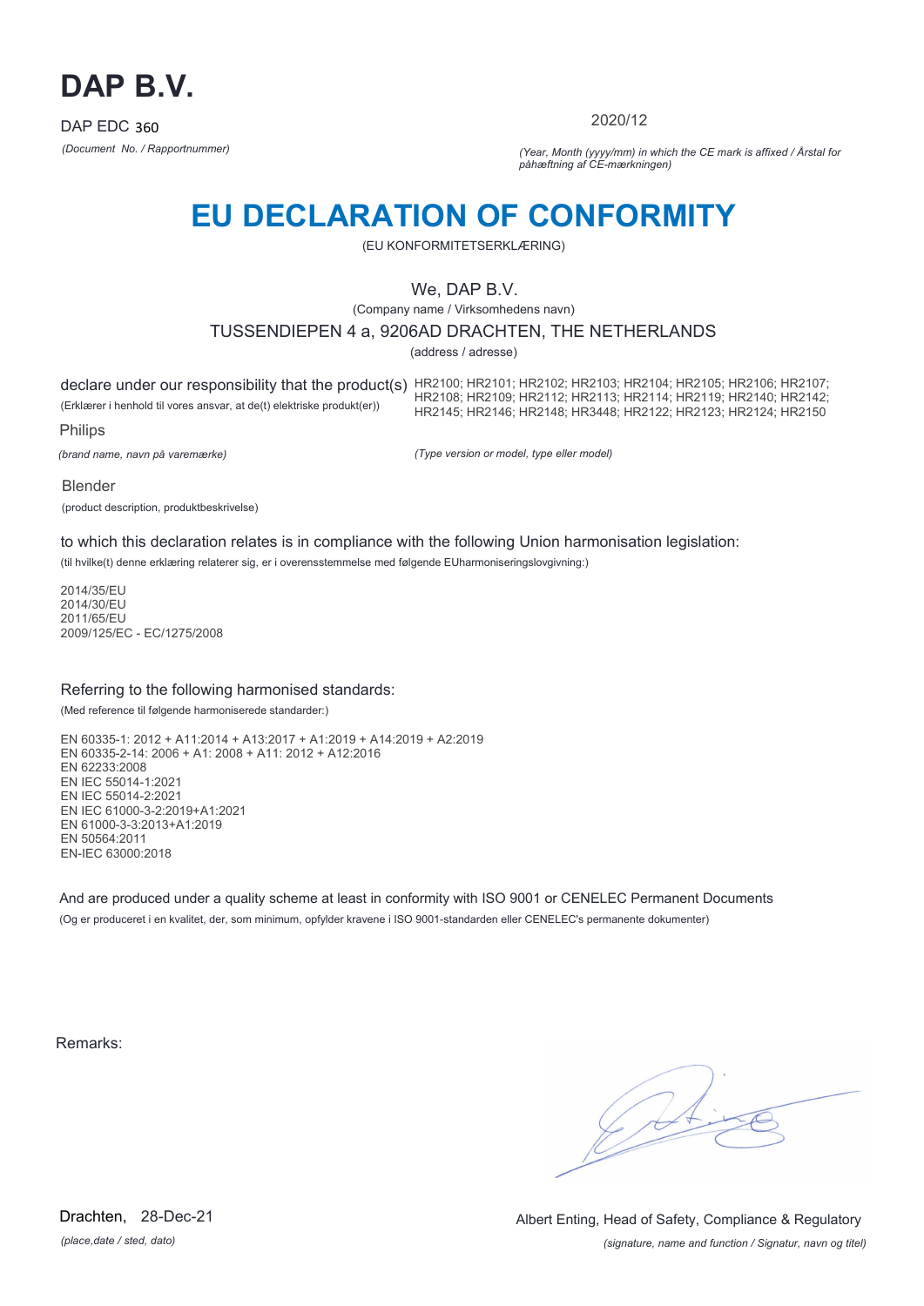# DAP B.V.

DAP EDC 360

*(Document No. / Rapportnummer)*

2020/12

*(Year, Month (yyyy/mm) in which the CE mark is affixed / Årstal for påhæftning af CE-mærkningen)*

# EU DECLARATION OF CONFORMITY

(EU KONFORMITETSERKLÆRING)

We, DAP B.V.

(Company name / Virksomhedens navn)

TUSSENDIEPEN 4 a, 9206AD DRACHTEN, THE NETHERLANDS

(address / adresse)

declare under our responsibility that the product(s) HR2100; HR2101; HR2102; HR2103; HR2104; HR2105; HR2106; HR2107; HR2108; HR2109; HR2112; HR2113; HR2114; HR2119; HR2140; HR2142; HR2145; HR2146; HR2148; HR3448; HR2122; HR2123; HR2124; HR2150

(Erklærer i henhold til vores ansvar, at de(t) elektriske produkt(er))

Philips

*(brand name, navn på varemærke)*

*(Type version or model, type eller model)*

Blender

(product description, produktbeskrivelse)

to which this declaration relates is in compliance with the following Union harmonisation legislation:

(til hvilke(t) denne erklæring relaterer sig, er i overensstemmelse med følgende EUharmoniseringslovgivning:)

2014/35/EU
2014/30/EU
2011/65/EU
2009/125/EC - EC/1275/2008

Referring to the following harmonised standards:

(Med reference til følgende harmoniserede standarder:)

EN 60335-1: 2012 + A11:2014 + A13:2017 + A1:2019 + A14:2019 + A2:2019
EN 60335-2-14: 2006 + A1: 2008 + A11: 2012 + A12:2016
EN 62233:2008
EN IEC 55014-1:2021
EN IEC 55014-2:2021
EN IEC 61000-3-2:2019+A1:2021
EN 61000-3-3:2013+A1:2019
EN 50564:2011
EN-IEC 63000:2018

And are produced under a quality scheme at least in conformity with ISO 9001 or CENELEC Permanent Documents

(Og er produceret i en kvalitet, der, som minimum, opfylder kravene i ISO 9001-standarden eller CENELEC's permanente dokumenter)

Remarks:

Drachten, 28-Dec-21

*(place,date / sted, dato)*

Albert Enting, Head of Safety, Compliance & Regulatory

*(signature, name and function / Signatur, navn og titel)*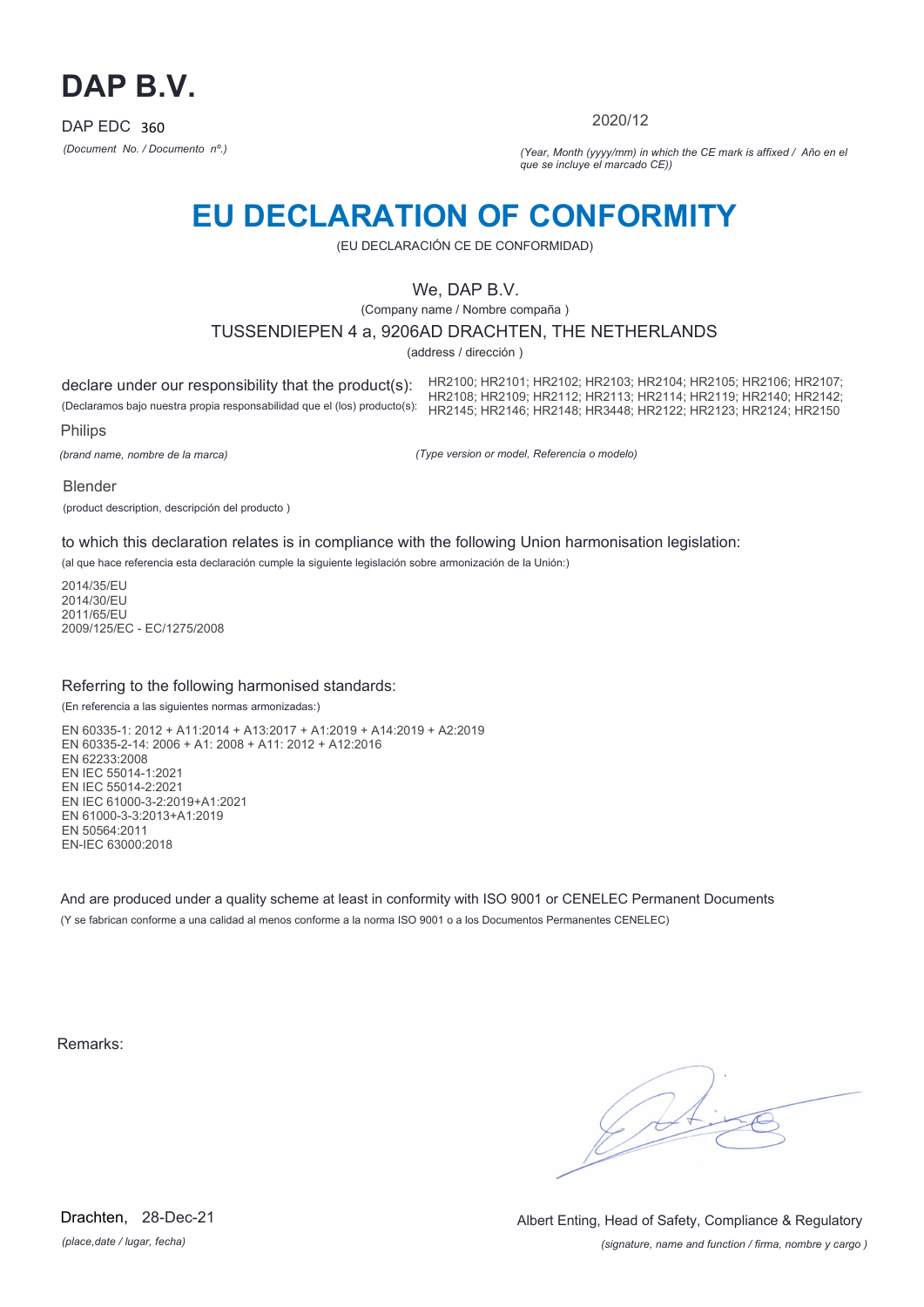# DAP B.V.

DAP EDC 360

*(Document No. / Documento nº.)*

2020/12

*(Year, Month (yyyy/mm) in which the CE mark is affixed / Año en el que se incluye el marcado CE))*

# EU DECLARATION OF CONFORMITY

(EU DECLARACIÓN CE DE CONFORMIDAD)

We, DAP B.V.

(Company name / Nombre compaña )

TUSSENDIEPEN 4 a, 9206AD DRACHTEN, THE NETHERLANDS

(address / dirección )

declare under our responsibility that the product(s):

(Declaramos bajo nuestra propia responsabilidad que el (los) producto(s):

HR2100; HR2101; HR2102; HR2103; HR2104; HR2105; HR2106; HR2107; HR2108; HR2109; HR2112; HR2113; HR2114; HR2119; HR2140; HR2142; HR2145; HR2146; HR2148; HR3448; HR2122; HR2123; HR2124; HR2150

Philips

*(brand name, nombre de la marca)*

*(Type version or model, Referencia o modelo)*

Blender

(product description, descripción del producto )

to which this declaration relates is in compliance with the following Union harmonisation legislation:

(al que hace referencia esta declaración cumple la siguiente legislación sobre armonización de la Unión:)

2014/35/EU
2014/30/EU
2011/65/EU
2009/125/EC - EC/1275/2008

Referring to the following harmonised standards:

(En referencia a las siguientes normas armonizadas:)

EN 60335-1: 2012 + A11:2014 + A13:2017 + A1:2019 + A14:2019 + A2:2019
EN 60335-2-14: 2006 + A1: 2008 + A11: 2012 + A12:2016
EN 62233:2008
EN IEC 55014-1:2021
EN IEC 55014-2:2021
EN IEC 61000-3-2:2019+A1:2021
EN 61000-3-3:2013+A1:2019
EN 50564:2011
EN-IEC 63000:2018

And are produced under a quality scheme at least in conformity with ISO 9001 or CENELEC Permanent Documents

(Y se fabrican conforme a una calidad al menos conforme a la norma ISO 9001 o a los Documentos Permanentes CENELEC)

Remarks:

Drachten, 28-Dec-21

*(place,date / lugar, fecha)*

Albert Enting, Head of Safety, Compliance & Regulatory

*(signature, name and function / firma, nombre y cargo )*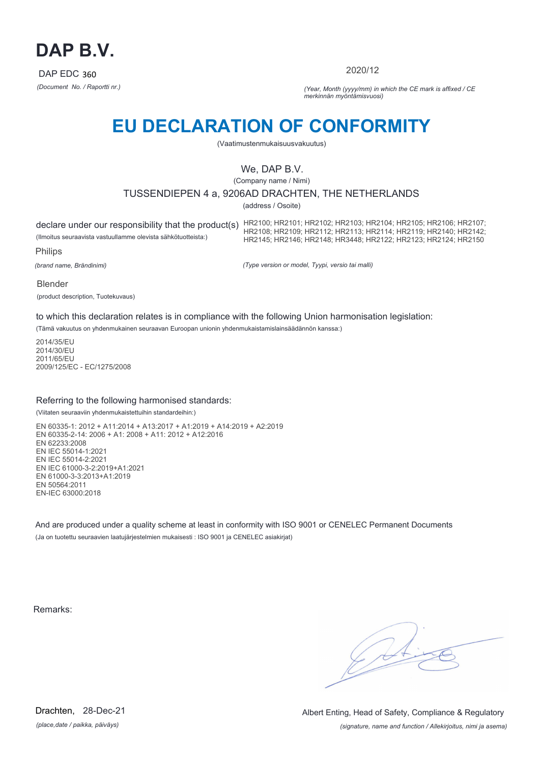# DAP B.V.

DAP EDC 360

*(Document No. / Raportti nr.)*

2020/12

*(Year, Month (yyyy/mm) in which the CE mark is affixed / CE merkinnän myöntämisvuosi)*

# EU DECLARATION OF CONFORMITY

(Vaatimustenmukaisuusvakuutus)

We, DAP B.V.

(Company name / Nimi)

TUSSENDIEPEN 4 a, 9206AD DRACHTEN, THE NETHERLANDS

(address / Osoite)

declare under our responsibility that the product(s)

(Ilmoitus seuraavista vastuullamme olevista sähkötuotteista:)

HR2100; HR2101; HR2102; HR2103; HR2104; HR2105; HR2106; HR2107; HR2108; HR2109; HR2112; HR2113; HR2114; HR2119; HR2140; HR2142; HR2145; HR2146; HR2148; HR3448; HR2122; HR2123; HR2124; HR2150

Philips

*(brand name, Brändinimi)*

*(Type version or model, Tyypi, versio tai malli)*

Blender

(product description, Tuotekuvaus)

to which this declaration relates is in compliance with the following Union harmonisation legislation:

(Tämä vakuutus on yhdenmukainen seuraavan Euroopan unionin yhdenmukaistamislainsäädännön kanssa:)

2014/35/EU
2014/30/EU
2011/65/EU
2009/125/EC - EC/1275/2008

Referring to the following harmonised standards:

(Viitaten seuraaviin yhdenmukaistettuihin standardeihin:)

EN 60335-1: 2012 + A11:2014 + A13:2017 + A1:2019 + A14:2019 + A2:2019
EN 60335-2-14: 2006 + A1: 2008 + A11: 2012 + A12:2016
EN 62233:2008
EN IEC 55014-1:2021
EN IEC 55014-2:2021
EN IEC 61000-3-2:2019+A1:2021
EN 61000-3-3:2013+A1:2019
EN 50564:2011
EN-IEC 63000:2018

And are produced under a quality scheme at least in conformity with ISO 9001 or CENELEC Permanent Documents

(Ja on tuotettu seuraavien laatujärjestelmien mukaisesti : ISO 9001 ja CENELEC asiakirjat)

Remarks:

Drachten, 28-Dec-21

*(place,date / paikka, päiväys)*

Albert Enting, Head of Safety, Compliance & Regulatory

*(signature, name and function / Allekirjoitus, nimi ja asema)*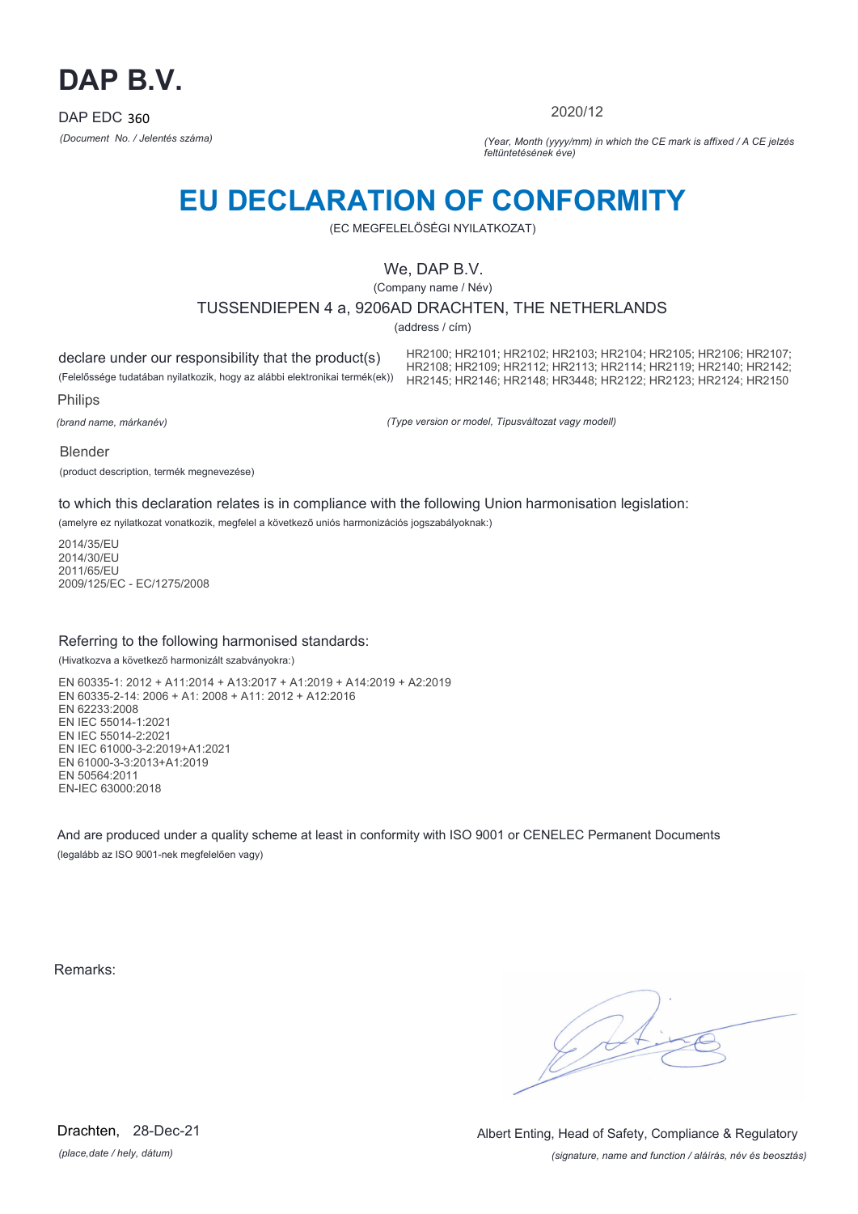# DAP B.V.

DAP EDC 360

*(Document No. / Jelentés száma)*

2020/12

*(Year, Month (yyyy/mm) in which the CE mark is affixed / A CE jelzés feltüntetésének éve)*

# EU DECLARATION OF CONFORMITY

(EC MEGFELELŐSÉGI NYILATKOZAT)

We, DAP B.V.

(Company name / Név)

TUSSENDIEPEN 4 a, 9206AD DRACHTEN, THE NETHERLANDS

(address / cím)

declare under our responsibility that the product(s)

(Felelőssége tudatában nyilatkozik, hogy az alábbi elektronikai termék(ek))

HR2100; HR2101; HR2102; HR2103; HR2104; HR2105; HR2106; HR2107; HR2108; HR2109; HR2112; HR2113; HR2114; HR2119; HR2140; HR2142; HR2145; HR2146; HR2148; HR3448; HR2122; HR2123; HR2124; HR2150

Philips

*(brand name, márkanév)*

*(Type version or model, Típusváltozat vagy modell)*

Blender

(product description, termék megnevezése)

to which this declaration relates is in compliance with the following Union harmonisation legislation:

(amelyre ez nyilatkozat vonatkozik, megfelel a következő uniós harmonizációs jogszabályoknak:)

2014/35/EU
2014/30/EU
2011/65/EU
2009/125/EC - EC/1275/2008

Referring to the following harmonised standards:

(Hivatkozva a következő harmonizált szabványokra:)

EN 60335-1: 2012 + A11:2014 + A13:2017 + A1:2019 + A14:2019 + A2:2019
EN 60335-2-14: 2006 + A1: 2008 + A11: 2012 + A12:2016
EN 62233:2008
EN IEC 55014-1:2021
EN IEC 55014-2:2021
EN IEC 61000-3-2:2019+A1:2021
EN 61000-3-3:2013+A1:2019
EN 50564:2011
EN-IEC 63000:2018

And are produced under a quality scheme at least in conformity with ISO 9001 or CENELEC Permanent Documents

(legalább az ISO 9001-nek megfelelően vagy)

Remarks:

Drachten, 28-Dec-21

*(place,date / hely, dátum)*

Albert Enting, Head of Safety, Compliance & Regulatory

*(signature, name and function / aláírás, név és beosztás)*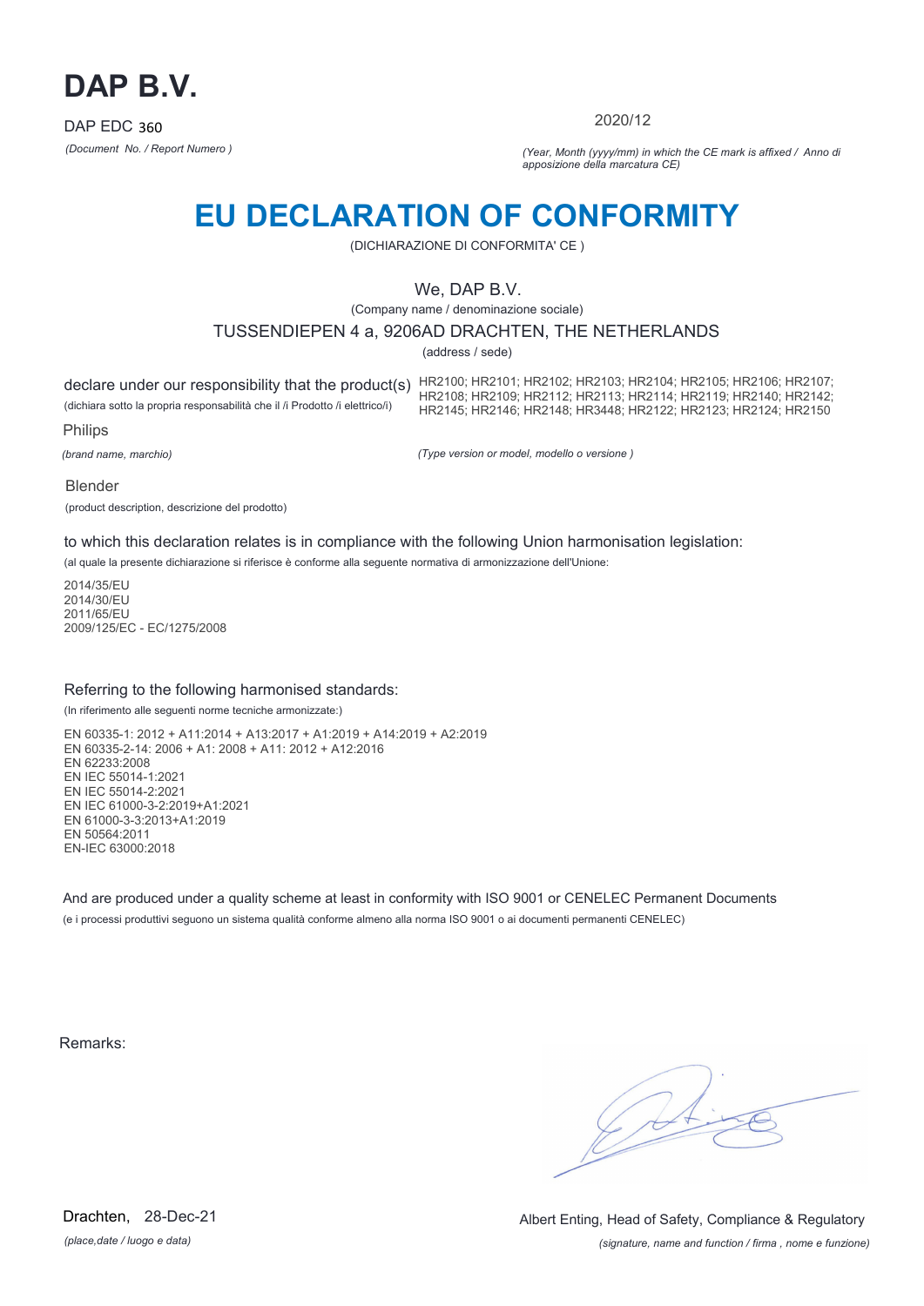# DAP B.V.

DAP EDC 360

*(Document No. / Report Numero )*

2020/12

*(Year, Month (yyyy/mm) in which the CE mark is affixed / Anno di apposizione della marcatura CE)*

## EU DECLARATION OF CONFORMITY

(DICHIARAZIONE DI CONFORMITA' CE )

We, DAP B.V.

(Company name / denominazione sociale)

TUSSENDIEPEN 4 a, 9206AD DRACHTEN, THE NETHERLANDS

(address / sede)

declare under our responsibility that the product(s)

(dichiara sotto la propria responsabilità che il /i Prodotto /i elettrico/i)

HR2100; HR2101; HR2102; HR2103; HR2104; HR2105; HR2106; HR2107; HR2108; HR2109; HR2112; HR2113; HR2114; HR2119; HR2140; HR2142; HR2145; HR2146; HR2148; HR3448; HR2122; HR2123; HR2124; HR2150

Philips

*(brand name, marchio)*

*(Type version or model, modello o versione )*

Blender

(product description, descrizione del prodotto)

to which this declaration relates is in compliance with the following Union harmonisation legislation:

(al quale la presente dichiarazione si riferisce è conforme alla seguente normativa di armonizzazione dell'Unione:

2014/35/EU
2014/30/EU
2011/65/EU
2009/125/EC - EC/1275/2008

Referring to the following harmonised standards:

(In riferimento alle seguenti norme tecniche armonizzate:)

EN 60335-1: 2012 + A11:2014 + A13:2017 + A1:2019 + A14:2019 + A2:2019
EN 60335-2-14: 2006 + A1: 2008 + A11: 2012 + A12:2016
EN 62233:2008
EN IEC 55014-1:2021
EN IEC 55014-2:2021
EN IEC 61000-3-2:2019+A1:2021
EN 61000-3-3:2013+A1:2019
EN 50564:2011
EN-IEC 63000:2018

And are produced under a quality scheme at least in conformity with ISO 9001 or CENELEC Permanent Documents

(e i processi produttivi seguono un sistema qualità conforme almeno alla norma ISO 9001 o ai documenti permanenti CENELEC)

Remarks:

Drachten, 28-Dec-21

*(place,date / luogo e data)*

Albert Enting, Head of Safety, Compliance & Regulatory

*(signature, name and function / firma , nome e funzione)*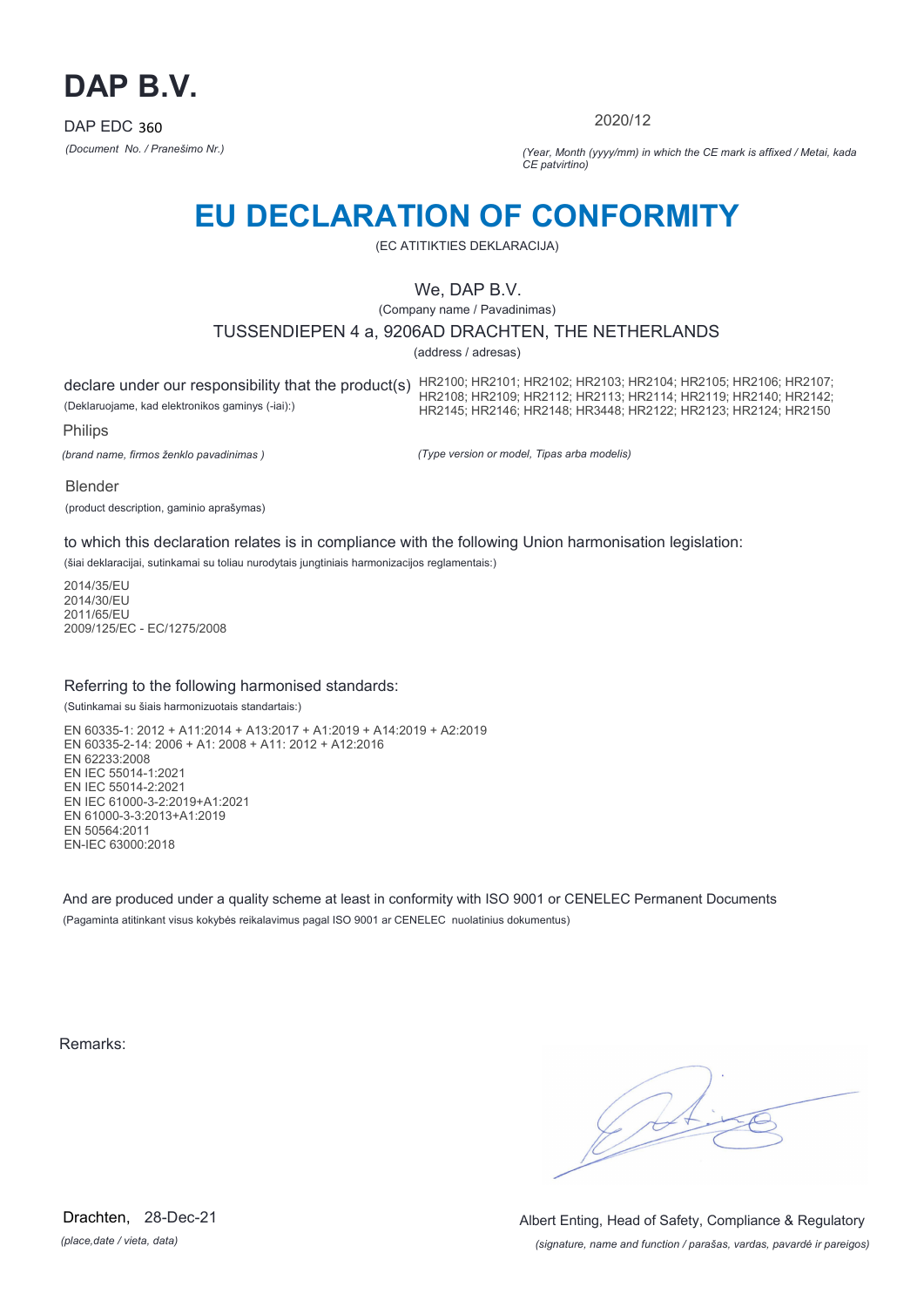# DAP B.V.

DAP EDC 360

*(Document No. / Pranešimo Nr.)*

2020/12

*(Year, Month (yyyy/mm) in which the CE mark is affixed / Metai, kada CE patvirtino)*

# EU DECLARATION OF CONFORMITY

(EC ATITIKTIES DEKLARACIJA)

We, DAP B.V.

(Company name / Pavadinimas)

TUSSENDIEPEN 4 a, 9206AD DRACHTEN, THE NETHERLANDS

(address / adresas)

declare under our responsibility that the product(s)

(Deklaruojame, kad elektronikos gaminys (-iai):)

HR2100; HR2101; HR2102; HR2103; HR2104; HR2105; HR2106; HR2107; HR2108; HR2109; HR2112; HR2113; HR2114; HR2119; HR2140; HR2142; HR2145; HR2146; HR2148; HR3448; HR2122; HR2123; HR2124; HR2150

Philips

*(brand name, firmos ženklo pavadinimas )*

*(Type version or model, Tipas arba modelis)*

Blender

(product description, gaminio aprašymas)

to which this declaration relates is in compliance with the following Union harmonisation legislation:

(šiai deklaracijai, sutinkamai su toliau nurodytais jungtiniais harmonizacijos reglamentais:)

2014/35/EU
2014/30/EU
2011/65/EU
2009/125/EC - EC/1275/2008

Referring to the following harmonised standards:

(Sutinkamai su šiais harmonizuotais standartais:)

EN 60335-1: 2012 + A11:2014 + A13:2017 + A1:2019 + A14:2019 + A2:2019
EN 60335-2-14: 2006 + A1: 2008 + A11: 2012 + A12:2016
EN 62233:2008
EN IEC 55014-1:2021
EN IEC 55014-2:2021
EN IEC 61000-3-2:2019+A1:2021
EN 61000-3-3:2013+A1:2019
EN 50564:2011
EN-IEC 63000:2018

And are produced under a quality scheme at least in conformity with ISO 9001 or CENELEC Permanent Documents

(Pagaminta atitinkant visus kokybės reikalavimus pagal ISO 9001 ar CENELEC nuolatinius dokumentus)

Remarks:

Drachten, 28-Dec-21

*(place,date / vieta, data)*

Albert Enting, Head of Safety, Compliance & Regulatory

*(signature, name and function / parašas, vardas, pavardė ir pareigos)*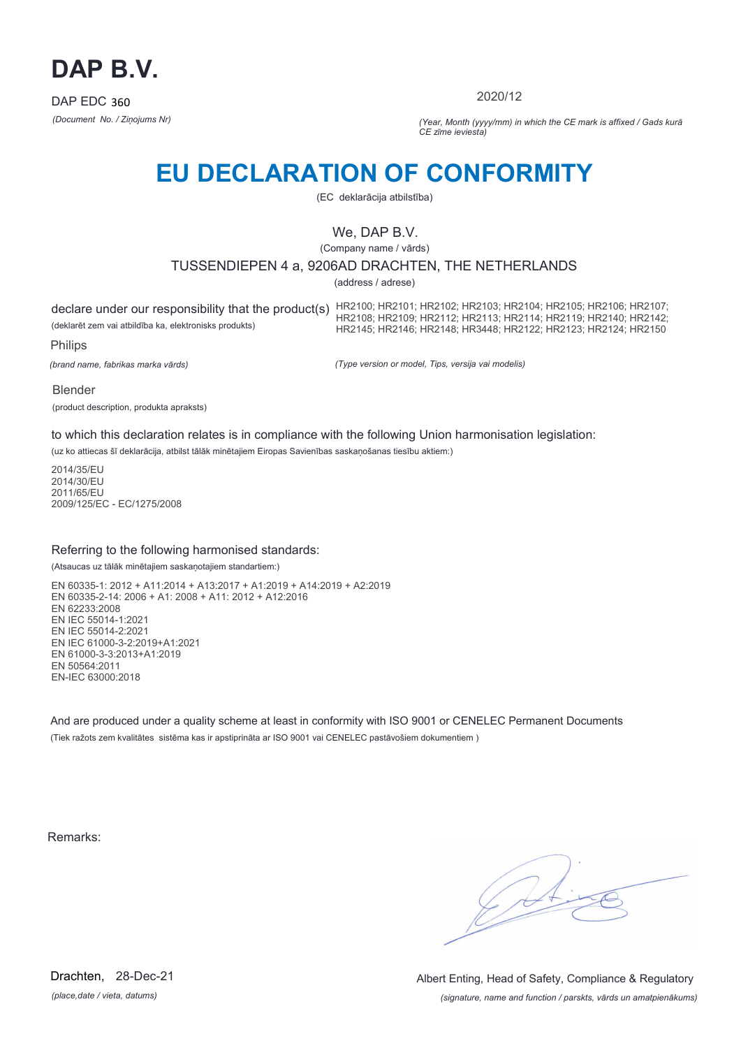# DAP B.V.

DAP EDC 360

*(Document No. / Ziņojums Nr)*

2020/12

*(Year, Month (yyyy/mm) in which the CE mark is affixed / Gads kurā CE zīme ieviesta)*

# EU DECLARATION OF CONFORMITY

(EC deklarācija atbilstība)

We, DAP B.V.

(Company name / vārds)

TUSSENDIEPEN 4 a, 9206AD DRACHTEN, THE NETHERLANDS

(address / adrese)

declare under our responsibility that the product(s)

(deklarēt zem vai atbildība ka, elektronisks produkts)

HR2100; HR2101; HR2102; HR2103; HR2104; HR2105; HR2106; HR2107; HR2108; HR2109; HR2112; HR2113; HR2114; HR2119; HR2140; HR2142; HR2145; HR2146; HR2148; HR3448; HR2122; HR2123; HR2124; HR2150

Philips

*(brand name, fabrikas marka vārds)*

*(Type version or model, Tips, versija vai modelis)*

Blender

(product description, produkta apraksts)

to which this declaration relates is in compliance with the following Union harmonisation legislation:

(uz ko attiecas šī deklarācija, atbilst tālāk minētajiem Eiropas Savienības saskaņošanas tiesību aktiem:)

2014/35/EU
2014/30/EU
2011/65/EU
2009/125/EC - EC/1275/2008

Referring to the following harmonised standards:

(Atsaucas uz tālāk minētajiem saskaņotajiem standartiem:)

EN 60335-1: 2012 + A11:2014 + A13:2017 + A1:2019 + A14:2019 + A2:2019
EN 60335-2-14: 2006 + A1: 2008 + A11: 2012 + A12:2016
EN 62233:2008
EN IEC 55014-1:2021
EN IEC 55014-2:2021
EN IEC 61000-3-2:2019+A1:2021
EN 61000-3-3:2013+A1:2019
EN 50564:2011
EN-IEC 63000:2018

And are produced under a quality scheme at least in conformity with ISO 9001 or CENELEC Permanent Documents

(Tiek ražots zem kvalitātes sistēma kas ir apstiprināta ar ISO 9001 vai CENELEC pastāvošiem dokumentiem )

Remarks:

Drachten, 28-Dec-21

*(place,date / vieta, datums)*

Albert Enting, Head of Safety, Compliance & Regulatory

*(signature, name and function / parskts, vārds un amatpienākums)*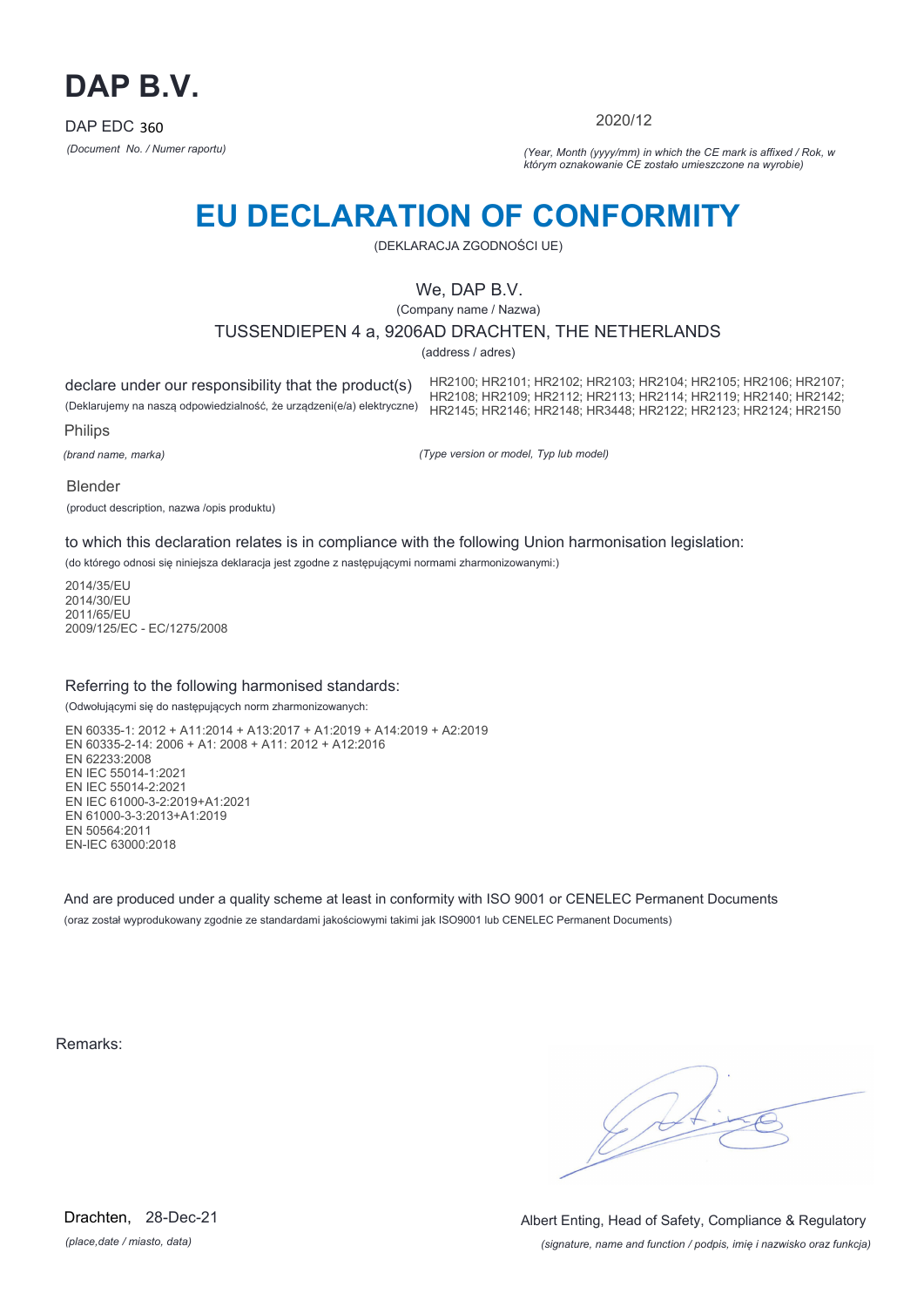# DAP B.V.

DAP EDC 360

*(Document No. / Numer raportu)*

2020/12

*(Year, Month (yyyy/mm) in which the CE mark is affixed / Rok, w którym oznakowanie CE zostało umieszczone na wyrobie)*

# EU DECLARATION OF CONFORMITY

(DEKLARACJA ZGODNOŚCI UE)

We, DAP B.V.

(Company name / Nazwa)

TUSSENDIEPEN 4 a, 9206AD DRACHTEN, THE NETHERLANDS

(address / adres)

declare under our responsibility that the product(s)

(Deklarujemy na naszą odpowiedzialność, że urządzeni(e/a) elektryczne)

HR2100; HR2101; HR2102; HR2103; HR2104; HR2105; HR2106; HR2107; HR2108; HR2109; HR2112; HR2113; HR2114; HR2119; HR2140; HR2142; HR2145; HR2146; HR2148; HR3448; HR2122; HR2123; HR2124; HR2150

Philips

*(brand name, marka)*

*(Type version or model, Typ lub model)*

Blender

(product description, nazwa /opis produktu)

to which this declaration relates is in compliance with the following Union harmonisation legislation:

(do którego odnosi się niniejsza deklaracja jest zgodne z następującymi normami zharmonizowanymi:)

2014/35/EU
2014/30/EU
2011/65/EU
2009/125/EC - EC/1275/2008

Referring to the following harmonised standards:

(Odwołującymi się do następujących norm zharmonizowanych:

EN 60335-1: 2012 + A11:2014 + A13:2017 + A1:2019 + A14:2019 + A2:2019
EN 60335-2-14: 2006 + A1: 2008 + A11: 2012 + A12:2016
EN 62233:2008
EN IEC 55014-1:2021
EN IEC 55014-2:2021
EN IEC 61000-3-2:2019+A1:2021
EN 61000-3-3:2013+A1:2019
EN 50564:2011
EN-IEC 63000:2018

And are produced under a quality scheme at least in conformity with ISO 9001 or CENELEC Permanent Documents

(oraz został wyprodukowany zgodnie ze standardami jakościowymi takimi jak ISO9001 lub CENELEC Permanent Documents)

Remarks:

Drachten, 28-Dec-21

*(place,date / miasto, data)*

Albert Enting, Head of Safety, Compliance & Regulatory

*(signature, name and function / podpis, imię i nazwisko oraz funkcja)*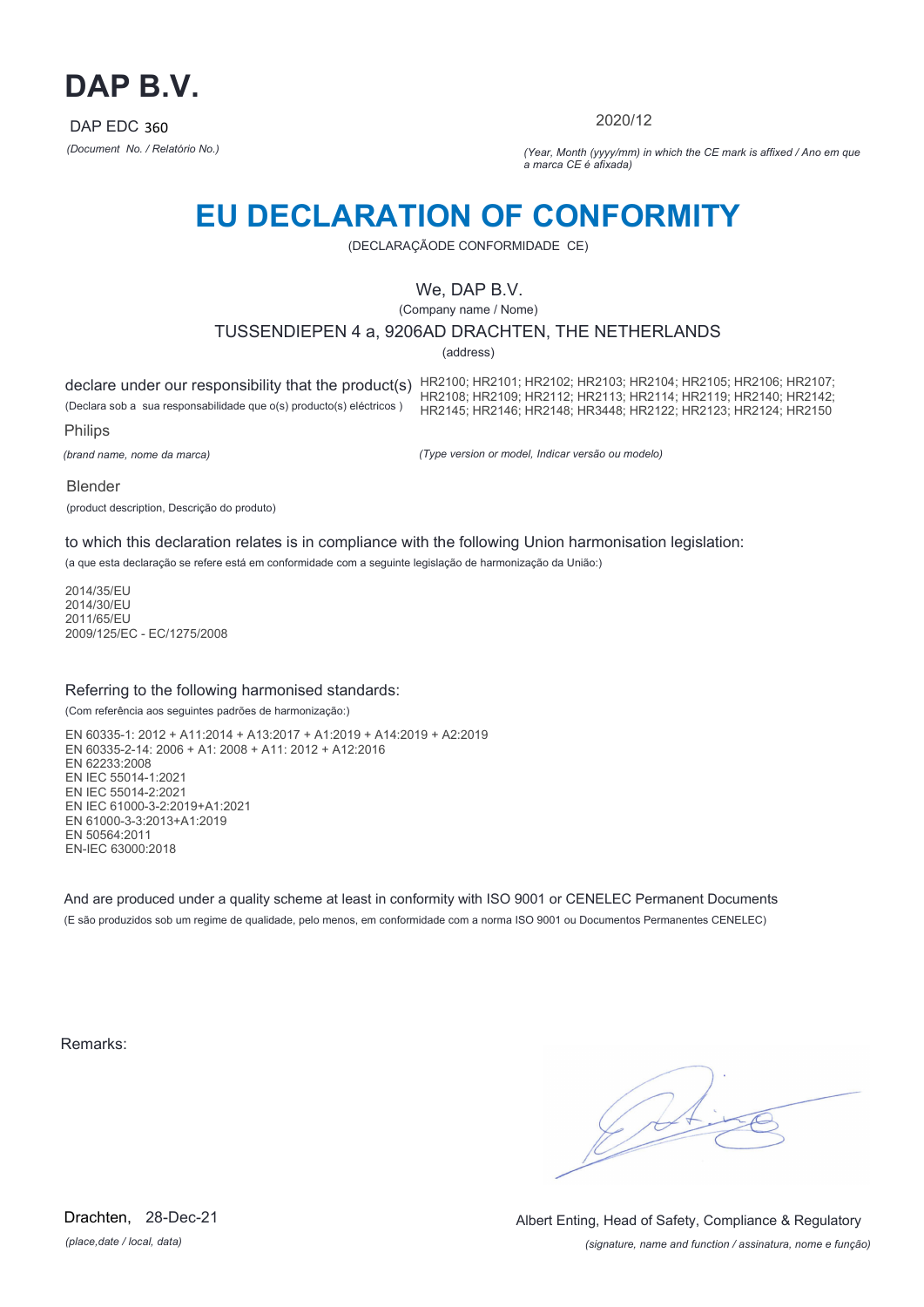# DAP B.V.

DAP EDC 360

*(Document No. / Relatório No.)*

2020/12

*(Year, Month (yyyy/mm) in which the CE mark is affixed / Ano em que a marca CE é afixada)*

# EU DECLARATION OF CONFORMITY

(DECLARAÇÃODE CONFORMIDADE CE)

We, DAP B.V.

(Company name / Nome)

TUSSENDIEPEN 4 a, 9206AD DRACHTEN, THE NETHERLANDS

(address)

declare under our responsibility that the product(s)

(Declara sob a sua responsabilidade que o(s) producto(s) eléctricos )

HR2100; HR2101; HR2102; HR2103; HR2104; HR2105; HR2106; HR2107; HR2108; HR2109; HR2112; HR2113; HR2114; HR2119; HR2140; HR2142; HR2145; HR2146; HR2148; HR3448; HR2122; HR2123; HR2124; HR2150

Philips

*(brand name, nome da marca)*

*(Type version or model, Indicar versão ou modelo)*

Blender

(product description, Descrição do produto)

to which this declaration relates is in compliance with the following Union harmonisation legislation:

(a que esta declaração se refere está em conformidade com a seguinte legislação de harmonização da União:)

2014/35/EU
2014/30/EU
2011/65/EU
2009/125/EC - EC/1275/2008

Referring to the following harmonised standards:

(Com referência aos seguintes padrões de harmonização:)

EN 60335-1: 2012 + A11:2014 + A13:2017 + A1:2019 + A14:2019 + A2:2019
EN 60335-2-14: 2006 + A1: 2008 + A11: 2012 + A12:2016
EN 62233:2008
EN IEC 55014-1:2021
EN IEC 55014-2:2021
EN IEC 61000-3-2:2019+A1:2021
EN 61000-3-3:2013+A1:2019
EN 50564:2011
EN-IEC 63000:2018

And are produced under a quality scheme at least in conformity with ISO 9001 or CENELEC Permanent Documents

(E são produzidos sob um regime de qualidade, pelo menos, em conformidade com a norma ISO 9001 ou Documentos Permanentes CENELEC)

Remarks:

Drachten, 28-Dec-21

*(place,date / local, data)*

Albert Enting, Head of Safety, Compliance & Regulatory

*(signature, name and function / assinatura, nome e função)*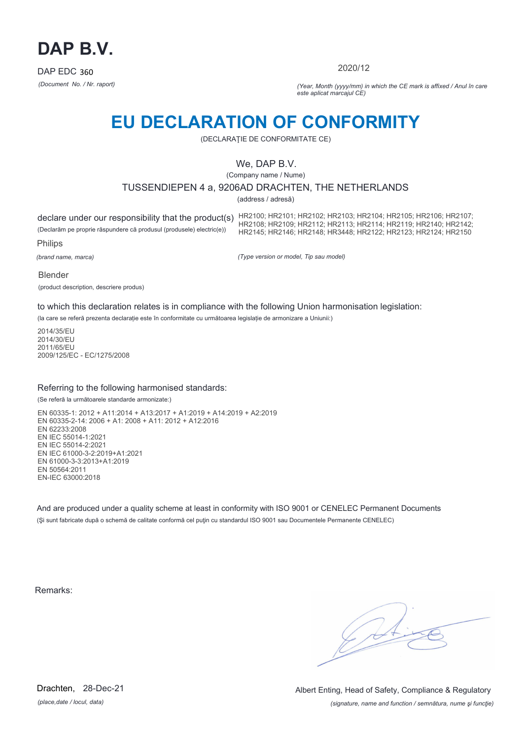# DAP B.V.

DAP EDC 360

*(Document No. / Nr. raport)*

2020/12

*(Year, Month (yyyy/mm) in which the CE mark is affixed / Anul în care este aplicat marcajul CE)*

# EU DECLARATION OF CONFORMITY

(DECLARAŢIE DE CONFORMITATE CE)

We, DAP B.V.

(Company name / Nume)

TUSSENDIEPEN 4 a, 9206AD DRACHTEN, THE NETHERLANDS

(address / adresă)

declare under our responsibility that the product(s)

(Declarăm pe proprie răspundere că produsul (produsele) electric(e))

HR2100; HR2101; HR2102; HR2103; HR2104; HR2105; HR2106; HR2107; HR2108; HR2109; HR2112; HR2113; HR2114; HR2119; HR2140; HR2142; HR2145; HR2146; HR2148; HR3448; HR2122; HR2123; HR2124; HR2150

Philips

*(brand name, marca)*

*(Type version or model, Tip sau model)*

Blender

(product description, descriere produs)

to which this declaration relates is in compliance with the following Union harmonisation legislation:

(la care se referă prezenta declaraţie este în conformitate cu următoarea legislaţie de armonizare a Uniunii:)

2014/35/EU
2014/30/EU
2011/65/EU
2009/125/EC - EC/1275/2008

Referring to the following harmonised standards:

(Se referă la următoarele standarde armonizate:)

EN 60335-1: 2012 + A11:2014 + A13:2017 + A1:2019 + A14:2019 + A2:2019
EN 60335-2-14: 2006 + A1: 2008 + A11: 2012 + A12:2016
EN 62233:2008
EN IEC 55014-1:2021
EN IEC 55014-2:2021
EN IEC 61000-3-2:2019+A1:2021
EN 61000-3-3:2013+A1:2019
EN 50564:2011
EN-IEC 63000:2018

And are produced under a quality scheme at least in conformity with ISO 9001 or CENELEC Permanent Documents

(Şi sunt fabricate după o schemă de calitate conformă cel puţin cu standardul ISO 9001 sau Documentele Permanente CENELEC)

Remarks:

Drachten, 28-Dec-21

*(place,date / locul, data)*

Albert Enting, Head of Safety, Compliance & Regulatory

*(signature, name and function / semnătura, nume şi funcţie)*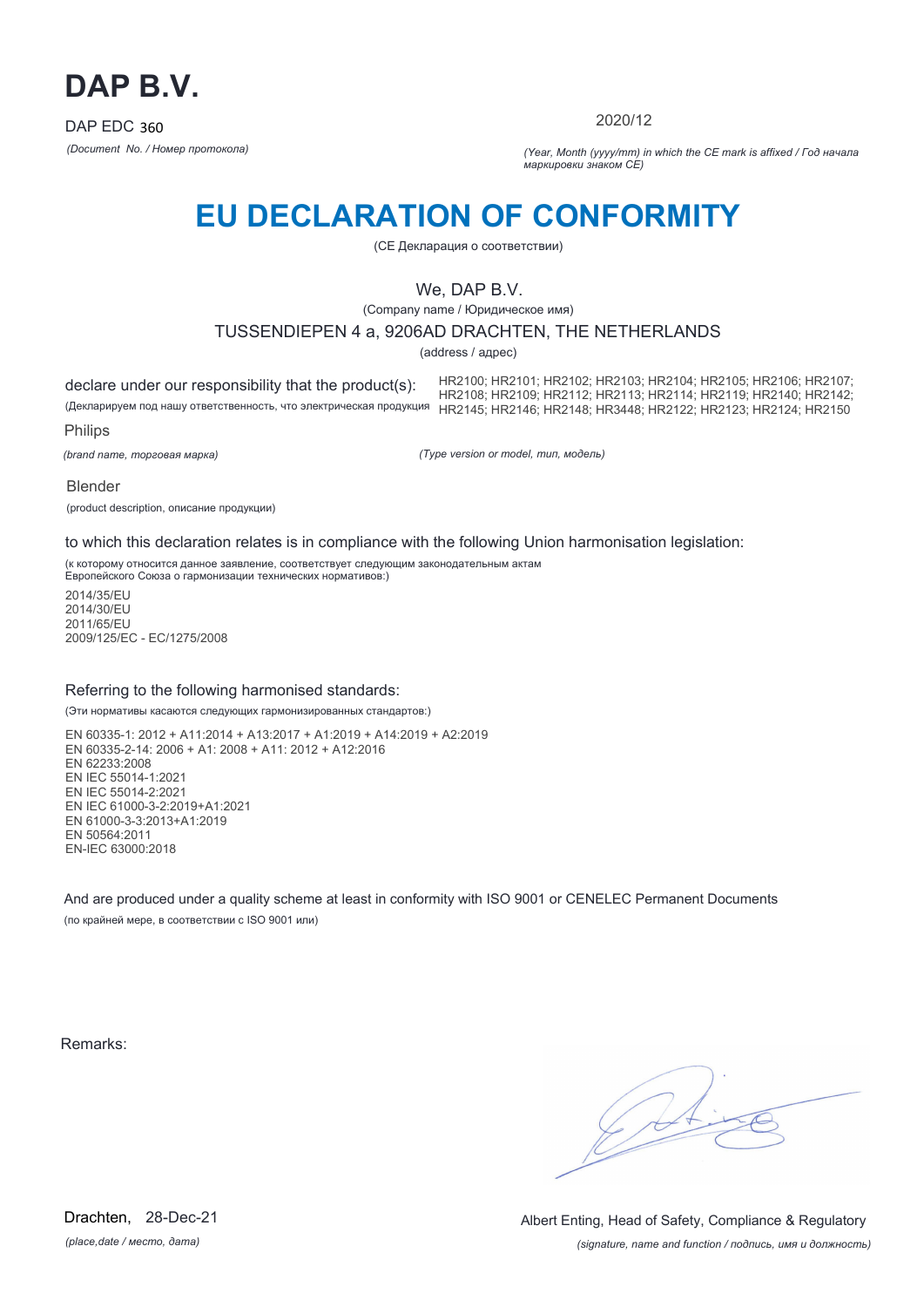# DAP B.V.

DAP EDC 360

*(Document No. / Номер протокола)*

2020/12

*(Year, Month (yyyy/mm) in which the CE mark is affixed / Год начала маркировки знаком CE)*

# EU DECLARATION OF CONFORMITY

(CE Декларация о соответствии)

We, DAP B.V.

(Company name / Юридическое имя)

TUSSENDIEPEN 4 a, 9206AD DRACHTEN, THE NETHERLANDS

(address / адрес)

declare under our responsibility that the product(s):

(Декларируем под нашу ответственность, что электрическая продукция

HR2100; HR2101; HR2102; HR2103; HR2104; HR2105; HR2106; HR2107; HR2108; HR2109; HR2112; HR2113; HR2114; HR2119; HR2140; HR2142; HR2145; HR2146; HR2148; HR3448; HR2122; HR2123; HR2124; HR2150

Philips

*(brand name, торговая марка)*

*(Type version or model, тип, модель)*

Blender

(product description, описание продукции)

to which this declaration relates is in compliance with the following Union harmonisation legislation:

(к которому относится данное заявление, соответствует следующим законодательным актам Европейского Союза о гармонизации технических нормативов:)

2014/35/EU
2014/30/EU
2011/65/EU
2009/125/EC - EC/1275/2008

Referring to the following harmonised standards:

(Эти нормативы касаются следующих гармонизированных стандартов:)

EN 60335-1: 2012 + A11:2014 + A13:2017 + A1:2019 + A14:2019 + A2:2019
EN 60335-2-14: 2006 + A1: 2008 + A11: 2012 + A12:2016
EN 62233:2008
EN IEC 55014-1:2021
EN IEC 55014-2:2021
EN IEC 61000-3-2:2019+A1:2021
EN 61000-3-3:2013+A1:2019
EN 50564:2011
EN-IEC 63000:2018

And are produced under a quality scheme at least in conformity with ISO 9001 or CENELEC Permanent Documents

(по крайней мере, в соответствии с ISO 9001 или)

Remarks:

Drachten, 28-Dec-21

*(place,date / место, дата)*

Albert Enting, Head of Safety, Compliance & Regulatory

*(signature, name and function / подпись, имя и должность)*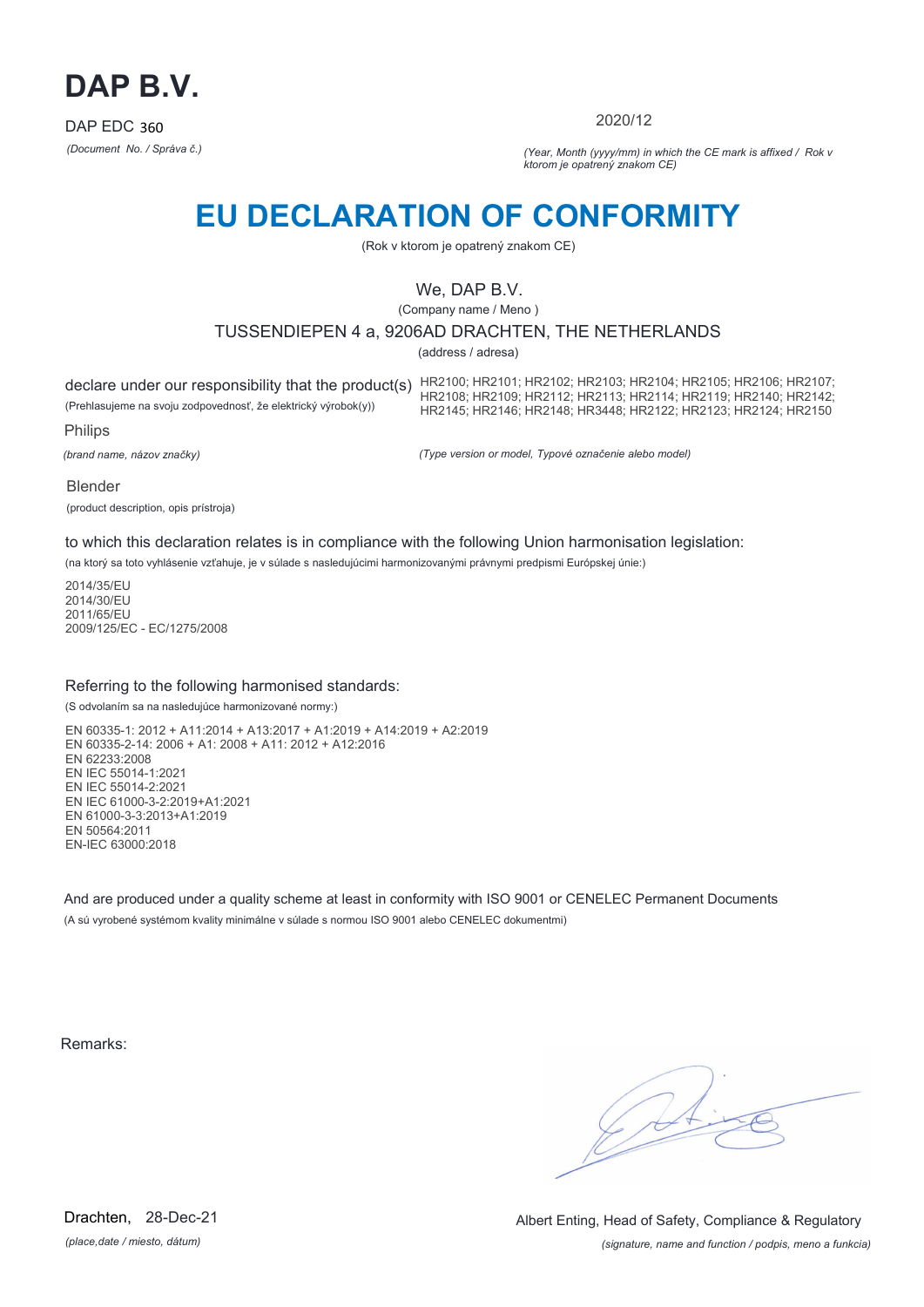# DAP B.V.

DAP EDC 360

*(Document No. / Správa č.)*

2020/12

*(Year, Month (yyyy/mm) in which the CE mark is affixed / Rok v ktorom je opatrený znakom CE)*

# EU DECLARATION OF CONFORMITY

(Rok v ktorom je opatrený znakom CE)

We, DAP B.V.

(Company name / Meno )

TUSSENDIEPEN 4 a, 9206AD DRACHTEN, THE NETHERLANDS

(address / adresa)

declare under our responsibility that the product(s) HR2100; HR2101; HR2102; HR2103; HR2104; HR2105; HR2106; HR2107; HR2108; HR2109; HR2112; HR2113; HR2114; HR2119; HR2140; HR2142; HR2145; HR2146; HR2148; HR3448; HR2122; HR2123; HR2124; HR2150

(Prehlasujeme na svoju zodpovednosť, že elektrický výrobok(y))

Philips

*(brand name, názov značky)*

*(Type version or model, Typové označenie alebo model)*

Blender

(product description, opis prístroja)

to which this declaration relates is in compliance with the following Union harmonisation legislation:

(na ktorý sa toto vyhlásenie vzťahuje, je v súlade s nasledujúcimi harmonizovanými právnymi predpismi Európskej únie:)

2014/35/EU
2014/30/EU
2011/65/EU
2009/125/EC - EC/1275/2008

Referring to the following harmonised standards:

(S odvolaním sa na nasledujúce harmonizované normy:)

EN 60335-1: 2012 + A11:2014 + A13:2017 + A1:2019 + A14:2019 + A2:2019
EN 60335-2-14: 2006 + A1: 2008 + A11: 2012 + A12:2016
EN 62233:2008
EN IEC 55014-1:2021
EN IEC 55014-2:2021
EN IEC 61000-3-2:2019+A1:2021
EN 61000-3-3:2013+A1:2019
EN 50564:2011
EN-IEC 63000:2018

And are produced under a quality scheme at least in conformity with ISO 9001 or CENELEC Permanent Documents

(A sú vyrobené systémom kvality minimálne v súlade s normou ISO 9001 alebo CENELEC dokumentmi)

Remarks:

Drachten, 28-Dec-21

*(place,date / miesto, dátum)*

Albert Enting, Head of Safety, Compliance & Regulatory

*(signature, name and function / podpis, meno a funkcia)*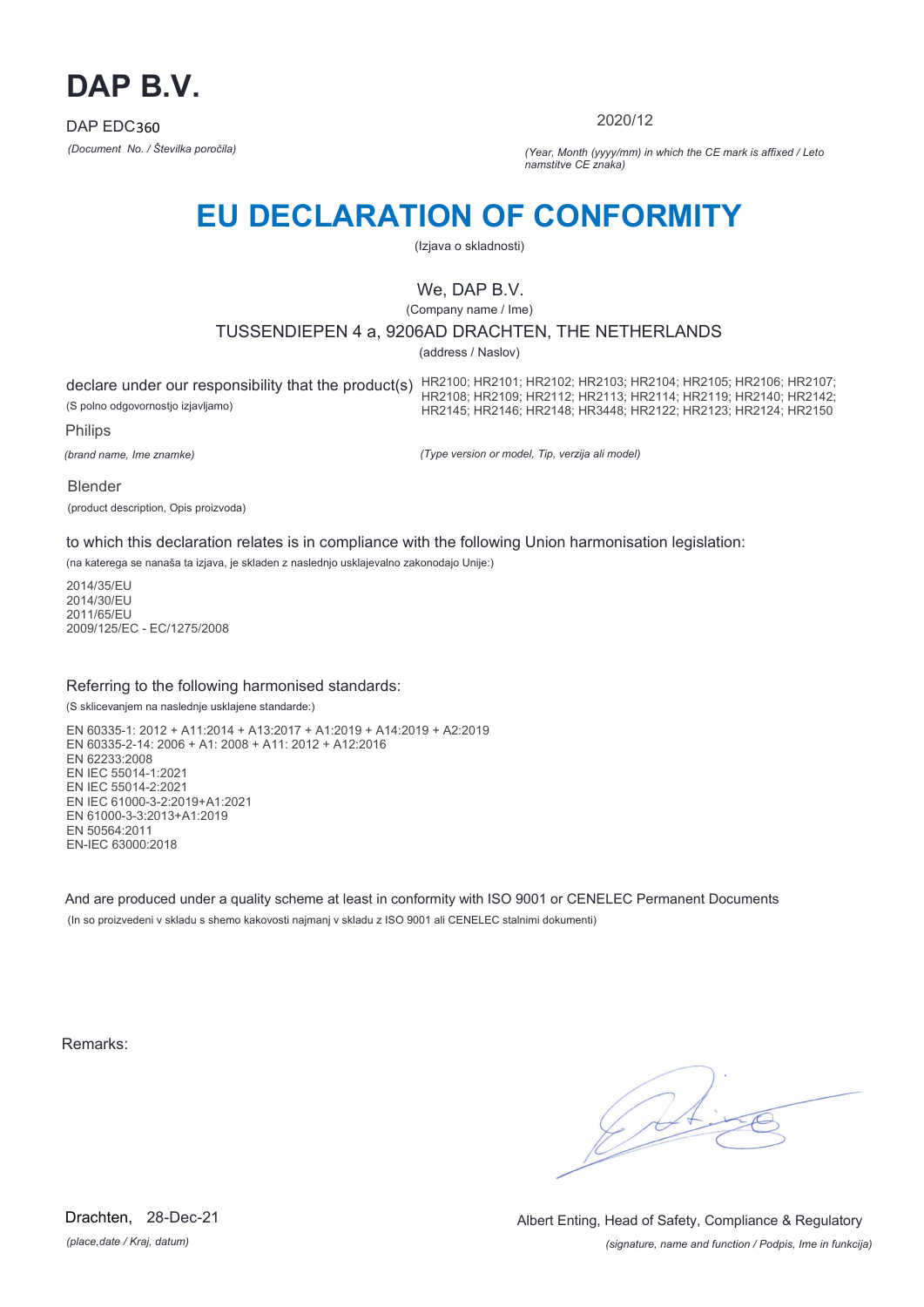# DAP B.V.

DAP EDC360

*(Document No. / Številka poročila)*

2020/12

*(Year, Month (yyyy/mm) in which the CE mark is affixed / Leto namstitve CE znaka)*

## EU DECLARATION OF CONFORMITY

(Izjava o skladnosti)

We, DAP B.V.

(Company name / Ime)

TUSSENDIEPEN 4 a, 9206AD DRACHTEN, THE NETHERLANDS

(address / Naslov)

declare under our responsibility that the product(s) HR2100; HR2101; HR2102; HR2103; HR2104; HR2105; HR2106; HR2107; HR2108; HR2109; HR2112; HR2113; HR2114; HR2119; HR2140; HR2142; HR2145; HR2146; HR2148; HR3448; HR2122; HR2123; HR2124; HR2150

(S polno odgovornostjo izjavljamo)

Philips

*(brand name, Ime znamke)*

*(Type version or model, Tip, verzija ali model)*

Blender

(product description, Opis proizvoda)

to which this declaration relates is in compliance with the following Union harmonisation legislation:

(na katerega se nanaša ta izjava, je skladen z naslednjo usklajevalno zakonodajo Unije:)

2014/35/EU
2014/30/EU
2011/65/EU
2009/125/EC - EC/1275/2008

Referring to the following harmonised standards:

(S sklicevanjem na naslednje usklajene standarde:)

EN 60335-1: 2012 + A11:2014 + A13:2017 + A1:2019 + A14:2019 + A2:2019
EN 60335-2-14: 2006 + A1: 2008 + A11: 2012 + A12:2016
EN 62233:2008
EN IEC 55014-1:2021
EN IEC 55014-2:2021
EN IEC 61000-3-2:2019+A1:2021
EN 61000-3-3:2013+A1:2019
EN 50564:2011
EN-IEC 63000:2018

And are produced under a quality scheme at least in conformity with ISO 9001 or CENELEC Permanent Documents

(In so proizvedeni v skladu s shemo kakovosti najmanj v skladu z ISO 9001 ali CENELEC stalnimi dokumenti)

Remarks:

Drachten, 28-Dec-21

*(place,date / Kraj, datum)*

Albert Enting, Head of Safety, Compliance & Regulatory

*(signature, name and function / Podpis, Ime in funkcija)*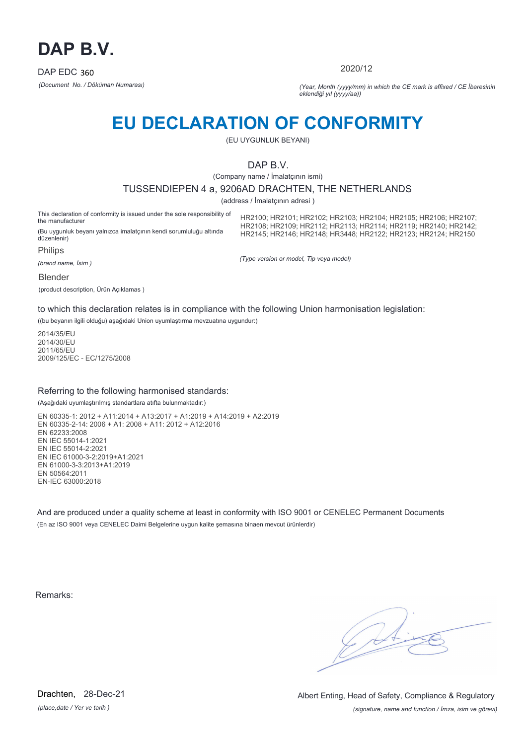# DAP B.V.

DAP EDC 360

*(Document No. / Döküman Numarası)*

2020/12

*(Year, Month (yyyy/mm) in which the CE mark is affixed / CE İbaresinin eklendiği yıl (yyyy/aa))*

# EU DECLARATION OF CONFORMITY

(EU UYGUNLUK BEYANI)

DAP B.V.

(Company name / İmalatçının ismi)

TUSSENDIEPEN 4 a, 9206AD DRACHTEN, THE NETHERLANDS

(address / İmalatçının adresi )

This declaration of conformity is issued under the sole responsibility of the manufacturer

(Bu uygunluk beyanı yalnızca imalatçının kendi sorumluluğu altında düzenlenir)

Philips

*(brand name, İsim )*

HR2100; HR2101; HR2102; HR2103; HR2104; HR2105; HR2106; HR2107; HR2108; HR2109; HR2112; HR2113; HR2114; HR2119; HR2140; HR2142; HR2145; HR2146; HR2148; HR3448; HR2122; HR2123; HR2124; HR2150

*(Type version or model, Tip veya model)*

Blender

(product description, Ürün Açıklamas )

to which this declaration relates is in compliance with the following Union harmonisation legislation:

((bu beyanın ilgili olduğu) aşağıdaki Union uyumlaştırma mevzuatına uygundur:)

2014/35/EU
2014/30/EU
2011/65/EU
2009/125/EC - EC/1275/2008

Referring to the following harmonised standards:

(Aşağıdaki uyumlaştırılmış standartlara atıfta bulunmaktadır:)

EN 60335-1: 2012 + A11:2014 + A13:2017 + A1:2019 + A14:2019 + A2:2019
EN 60335-2-14: 2006 + A1: 2008 + A11: 2012 + A12:2016
EN 62233:2008
EN IEC 55014-1:2021
EN IEC 55014-2:2021
EN IEC 61000-3-2:2019+A1:2021
EN 61000-3-3:2013+A1:2019
EN 50564:2011
EN-IEC 63000:2018

And are produced under a quality scheme at least in conformity with ISO 9001 or CENELEC Permanent Documents

(En az ISO 9001 veya CENELEC Daimi Belgelerine uygun kalite şemasına binaen mevcut ürünlerdir)

Remarks:

Drachten, 28-Dec-21

*(place,date / Yer ve tarih )*

Albert Enting, Head of Safety, Compliance & Regulatory

*(signature, name and function / İmza, isim ve görevi)*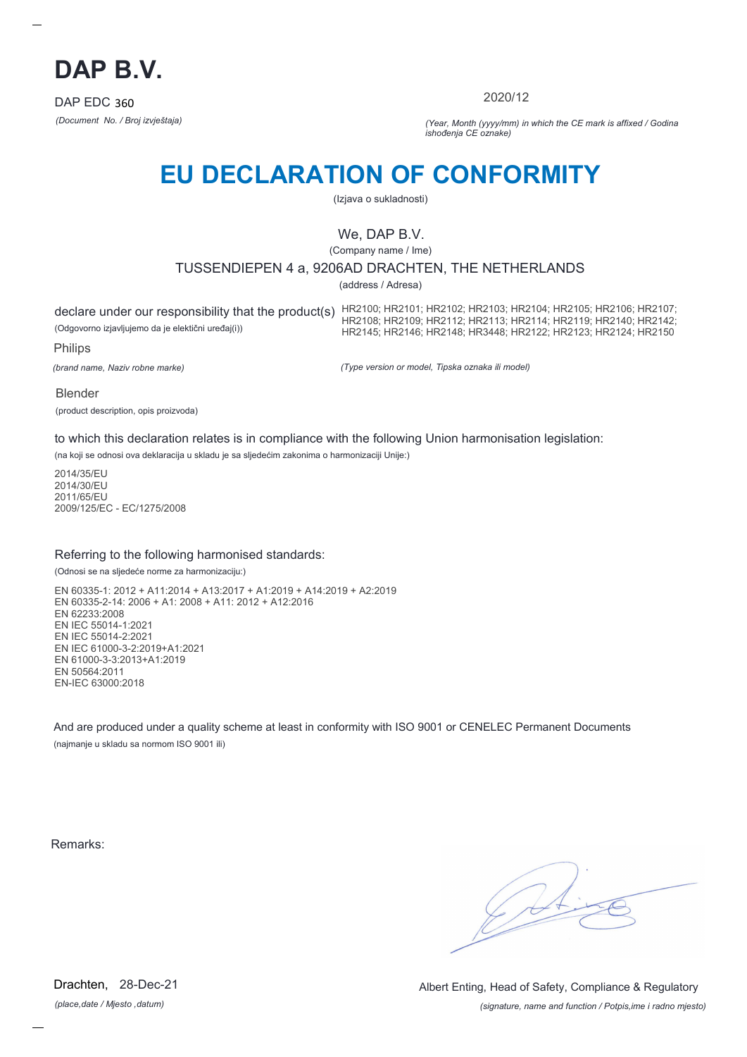# DAP B.V.

DAP EDC 360

*(Document No. / Broj izvještaja)*

2020/12

*(Year, Month (yyyy/mm) in which the CE mark is affixed / Godina ishođenja CE oznake)*

# EU DECLARATION OF CONFORMITY

(Izjava o sukladnosti)

We, DAP B.V.

(Company name / Ime)

TUSSENDIEPEN 4 a, 9206AD DRACHTEN, THE NETHERLANDS

(address / Adresa)

declare under our responsibility that the product(s) HR2100; HR2101; HR2102; HR2103; HR2104; HR2105; HR2106; HR2107; HR2108; HR2109; HR2112; HR2113; HR2114; HR2119; HR2140; HR2142; HR2145; HR2146; HR2148; HR3448; HR2122; HR2123; HR2124; HR2150

(Odgovorno izjavljujemo da je elektični uređaj(i))

Philips

*(brand name, Naziv robne marke)*

*(Type version or model, Tipska oznaka ili model)*

Blender

(product description, opis proizvoda)

to which this declaration relates is in compliance with the following Union harmonisation legislation:

(na koji se odnosi ova deklaracija u skladu je sa sljedećim zakonima o harmonizaciji Unije:)

2014/35/EU
2014/30/EU
2011/65/EU
2009/125/EC - EC/1275/2008

Referring to the following harmonised standards:

(Odnosi se na sljedeće norme za harmonizaciju:)

EN 60335-1: 2012 + A11:2014 + A13:2017 + A1:2019 + A14:2019 + A2:2019
EN 60335-2-14: 2006 + A1: 2008 + A11: 2012 + A12:2016
EN 62233:2008
EN IEC 55014-1:2021
EN IEC 55014-2:2021
EN IEC 61000-3-2:2019+A1:2021
EN 61000-3-3:2013+A1:2019
EN 50564:2011
EN-IEC 63000:2018

And are produced under a quality scheme at least in conformity with ISO 9001 or CENELEC Permanent Documents

(najmanje u skladu sa normom ISO 9001 ili)

Remarks:

Drachten, 28-Dec-21

*(place,date / Mjesto ,datum)*

Albert Enting, Head of Safety, Compliance & Regulatory

*(signature, name and function / Potpis,ime i radno mjesto)*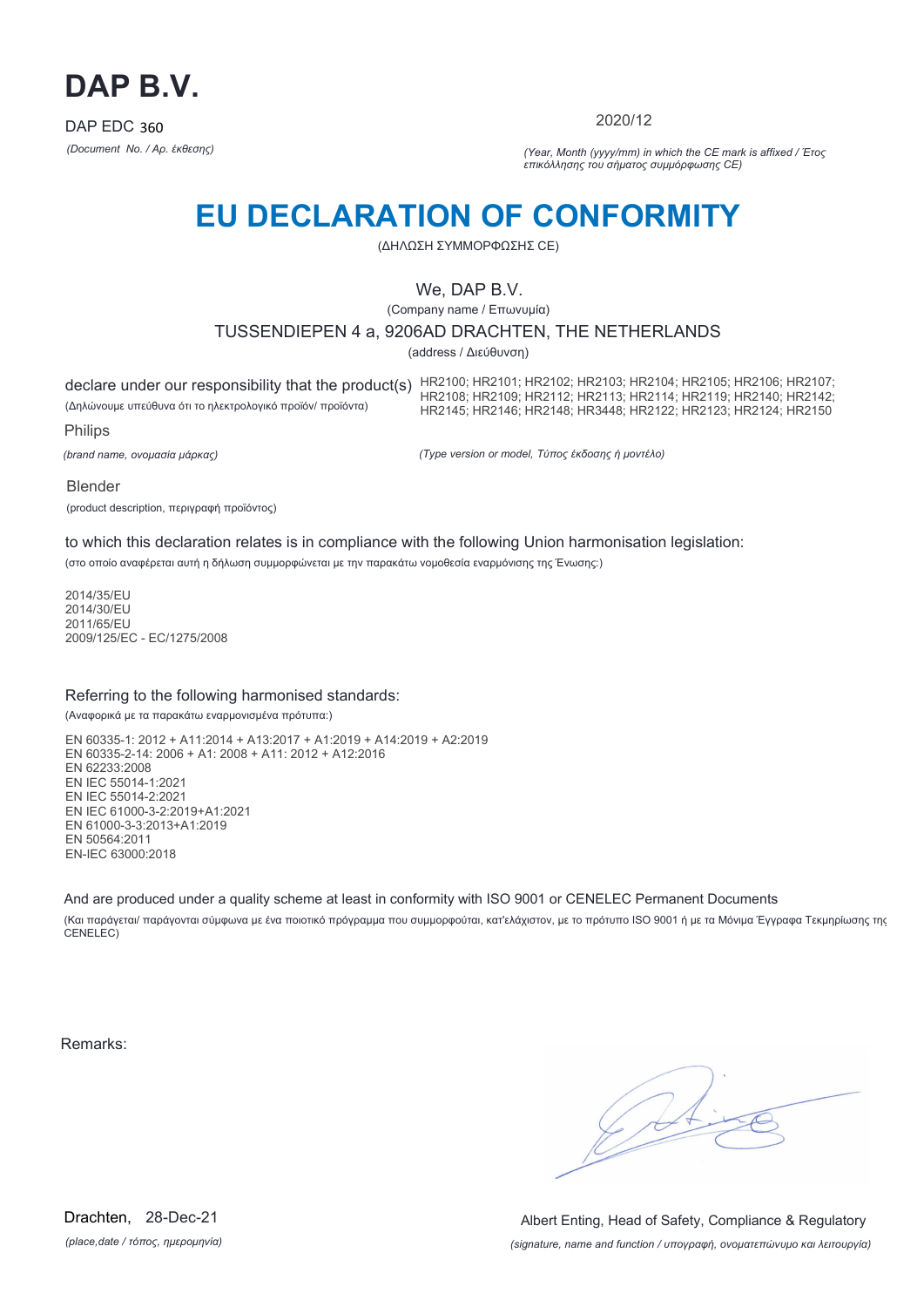# DAP B.V.

DAP EDC 360

*(Document No. / Αρ. έκθεσης)*

2020/12

*(Year, Month (yyyy/mm) in which the CE mark is affixed / Έτος επικόλλησης του σήματος συμμόρφωσης CE)*

# EU DECLARATION OF CONFORMITY

(ΔΗΛΩΣΗ ΣΥΜΜΟΡΦΩΣΗΣ CE)

We, DAP B.V.

(Company name / Επωνυμία)

TUSSENDIEPEN 4 a, 9206AD DRACHTEN, THE NETHERLANDS

(address / Διεύθυνση)

declare under our responsibility that the product(s) HR2100; HR2101; HR2102; HR2103; HR2104; HR2105; HR2106; HR2107; HR2108; HR2109; HR2112; HR2113; HR2114; HR2119; HR2140; HR2142; HR2145; HR2146; HR2148; HR3448; HR2122; HR2123; HR2124; HR2150

(Δηλώνουμε υπεύθυνα ότι το ηλεκτρολογικό προϊόν/ προϊόντα)

Philips

*(brand name, ονομασία μάρκας)*

*(Type version or model, Τύπος έκδοσης ή μοντέλο)*

Blender

(product description, περιγραφή προϊόντος)

to which this declaration relates is in compliance with the following Union harmonisation legislation:

(στο οποίο αναφέρεται αυτή η δήλωση συμμορφώνεται με την παρακάτω νομοθεσία εναρμόνισης της Ένωσης:)

2014/35/EU
2014/30/EU
2011/65/EU
2009/125/EC - EC/1275/2008

Referring to the following harmonised standards:

(Αναφορικά με τα παρακάτω εναρμονισμένα πρότυπα:)

EN 60335-1: 2012 + A11:2014 + A13:2017 + A1:2019 + A14:2019 + A2:2019
EN 60335-2-14: 2006 + A1: 2008 + A11: 2012 + A12:2016
EN 62233:2008
EN IEC 55014-1:2021
EN IEC 55014-2:2021
EN IEC 61000-3-2:2019+A1:2021
EN 61000-3-3:2013+A1:2019
EN 50564:2011
EN-IEC 63000:2018

And are produced under a quality scheme at least in conformity with ISO 9001 or CENELEC Permanent Documents

(Και παράγεται/ παράγονται σύμφωνα με ένα ποιοτικό πρόγραμμα που συμμορφούται, κατ'ελάχιστον, με το πρότυπο ISO 9001 ή με τα Μόνιμα Έγγραφα Τεκμηρίωσης της CENELEC)

Remarks:

Drachten, 28-Dec-21

*(place,date / τόπος, ημερομηνία)*

Albert Enting, Head of Safety, Compliance & Regulatory

*(signature, name and function / υπογραφή, ονοματεπώνυμο και λειτουργία)*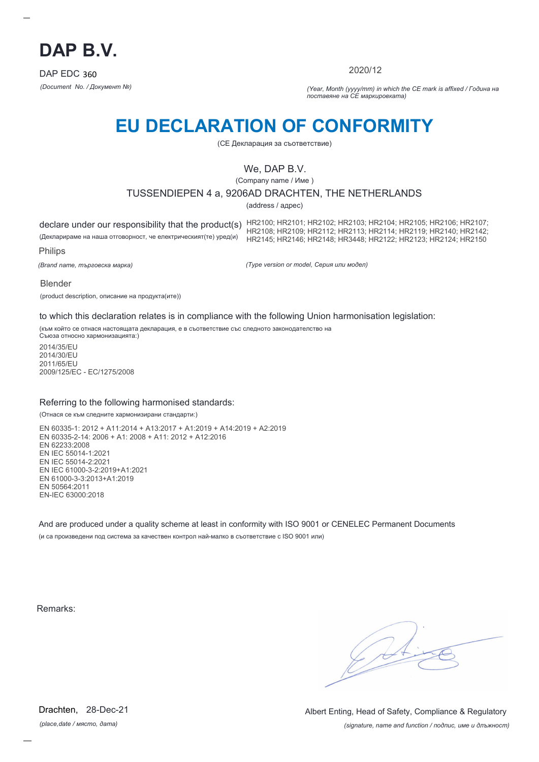# DAP B.V.

DAP EDC 360

*(Document No. / Документ №)*

2020/12

*(Year, Month (yyyy/mm) in which the CE mark is affixed / Година на поставяне на CE маркировката)*

# EU DECLARATION OF CONFORMITY

(CE Декларация за съответствие)

We, DAP B.V.

(Company name / Име )

TUSSENDIEPEN 4 a, 9206AD DRACHTEN, THE NETHERLANDS

(address / адрес)

declare under our responsibility that the product(s)

(Декларираме на наша отговорност, че електрическият(те) уред(и)

HR2100; HR2101; HR2102; HR2103; HR2104; HR2105; HR2106; HR2107; HR2108; HR2109; HR2112; HR2113; HR2114; HR2119; HR2140; HR2142; HR2145; HR2146; HR2148; HR3448; HR2122; HR2123; HR2124; HR2150

Philips

*(Brand name, търговска марка)*

*(Type version or model, Серия или модел)*

Blender

(product description, описание на продукта(ите))

to which this declaration relates is in compliance with the following Union harmonisation legislation:

(към който се отнася настоящата декларация, е в съответствие със следното законодателство на Съюза относно хармонизацията:)

2014/35/EU
2014/30/EU
2011/65/EU
2009/125/EC - EC/1275/2008

Referring to the following harmonised standards:

(Отнася се към следните хармонизирани стандарти:)

EN 60335-1: 2012 + A11:2014 + A13:2017 + A1:2019 + A14:2019 + A2:2019
EN 60335-2-14: 2006 + A1: 2008 + A11: 2012 + A12:2016
EN 62233:2008
EN IEC 55014-1:2021
EN IEC 55014-2:2021
EN IEC 61000-3-2:2019+A1:2021
EN 61000-3-3:2013+A1:2019
EN 50564:2011
EN-IEC 63000:2018

And are produced under a quality scheme at least in conformity with ISO 9001 or CENELEC Permanent Documents

(и са произведени под система за качествен контрол най-малко в съответствие с ISO 9001 или)

Remarks:

Drachten, 28-Dec-21

*(place,date / място, дата)*

Albert Enting, Head of Safety, Compliance & Regulatory

*(signature, name and function / подпис, име и длъжност)*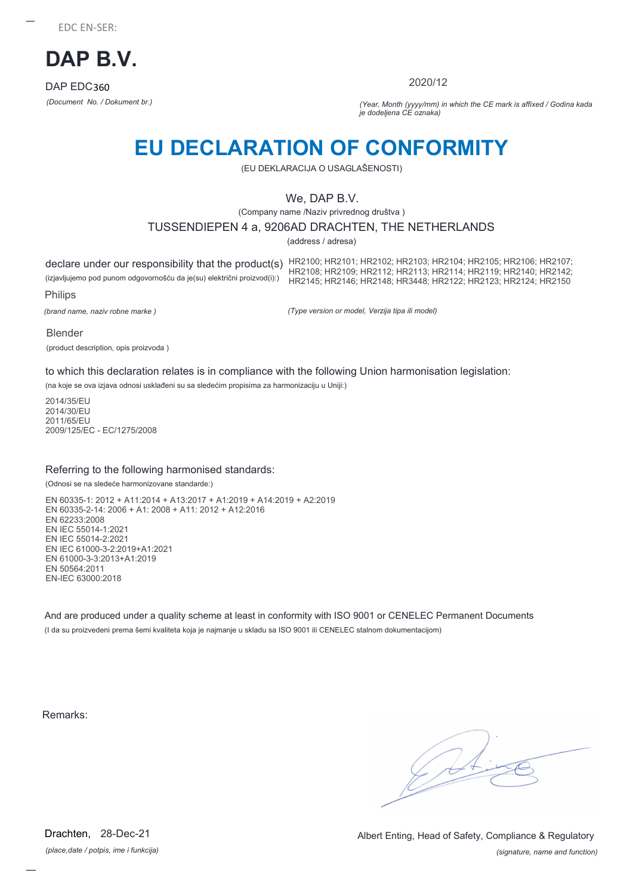EDC EN-SER:

# DAP B.V.

DAP EDC360

*(Document No. / Dokument br.)*

2020/12

*(Year, Month (yyyy/mm) in which the CE mark is affixed / Godina kada je dodeljena CE oznaka)*

# EU DECLARATION OF CONFORMITY

(EU DEKLARACIJA O USAGLAŠENOSTI)

We, DAP B.V.

(Company name /Naziv privrednog društva )

TUSSENDIEPEN 4 a, 9206AD DRACHTEN, THE NETHERLANDS

(address / adresa)

declare under our responsibility that the product(s)
(izjavljujemo pod punom odgovornošću da je(su) električni proizvod(i):)

HR2100; HR2101; HR2102; HR2103; HR2104; HR2105; HR2106; HR2107; HR2108; HR2109; HR2112; HR2113; HR2114; HR2119; HR2140; HR2142; HR2145; HR2146; HR2148; HR3448; HR2122; HR2123; HR2124; HR2150

Philips

*(brand name, naziv robne marke )*

*(Type version or model, Verzija tipa ili model)*

Blender

(product description, opis proizvoda )

to which this declaration relates is in compliance with the following Union harmonisation legislation:

(na koje se ova izjava odnosi usklađeni su sa sledećim propisima za harmonizaciju u Uniji:)

2014/35/EU
2014/30/EU
2011/65/EU
2009/125/EC - EC/1275/2008

Referring to the following harmonised standards:

(Odnosi se na sledeće harmonizovane standarde:)

EN 60335-1: 2012 + A11:2014 + A13:2017 + A1:2019 + A14:2019 + A2:2019
EN 60335-2-14: 2006 + A1: 2008 + A11: 2012 + A12:2016
EN 62233:2008
EN IEC 55014-1:2021
EN IEC 55014-2:2021
EN IEC 61000-3-2:2019+A1:2021
EN 61000-3-3:2013+A1:2019
EN 50564:2011
EN-IEC 63000:2018

And are produced under a quality scheme at least in conformity with ISO 9001 or CENELEC Permanent Documents

(I da su proizvedeni prema šemi kvaliteta koja je najmanje u skladu sa ISO 9001 ili CENELEC stalnom dokumentacijom)

Remarks:

Drachten, 28-Dec-21

*(place,date / potpis, ime i funkcija)*

Albert Enting, Head of Safety, Compliance & Regulatory

*(signature, name and function)*